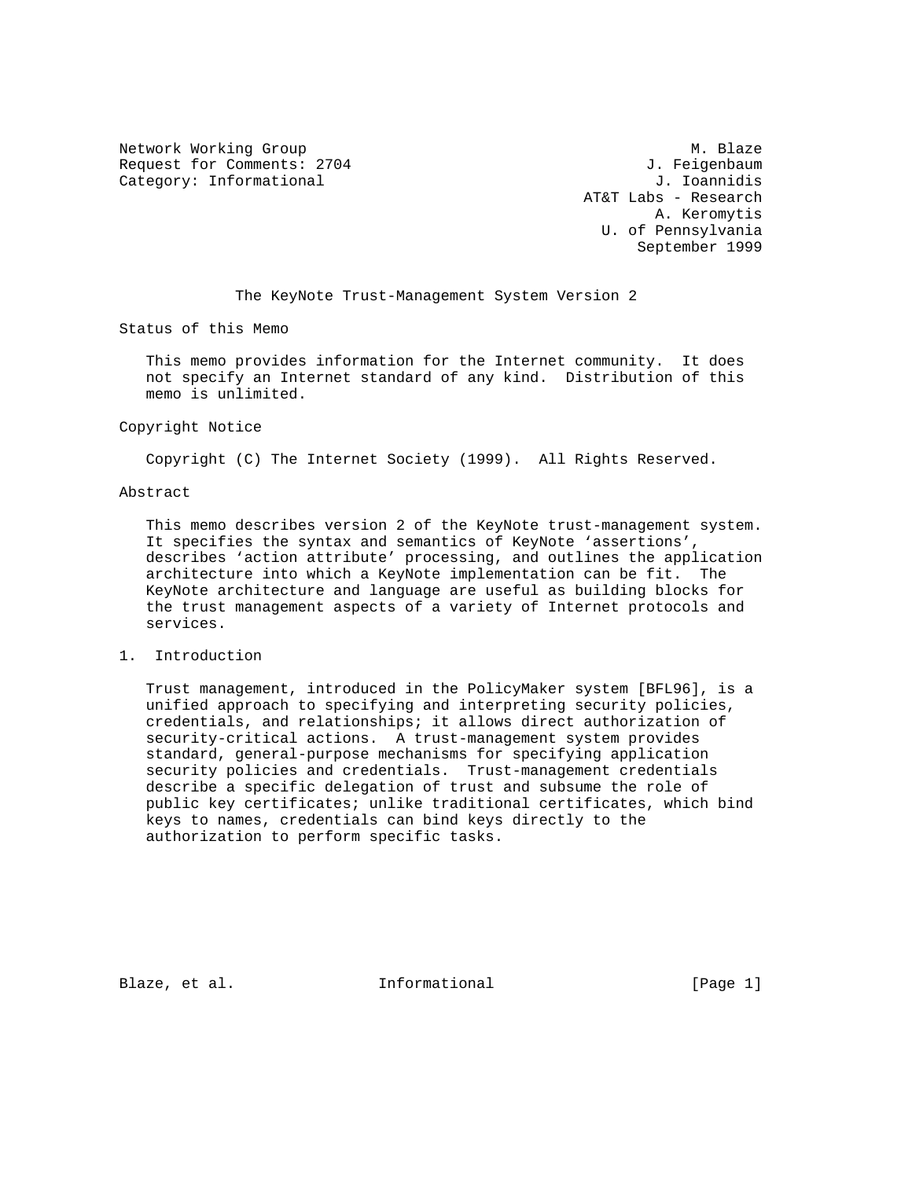Network Working Group M. Blaze
Request for Comments: 2704 J. Feigenbaum
Category: Informational J. Ioannidis
AT&T Labs - Research
A. Keromytis
U. of Pennsylvania
September 1999

# The KeyNote Trust-Management System Version 2

## Status of this Memo

This memo provides information for the Internet community. It does not specify an Internet standard of any kind. Distribution of this memo is unlimited.

## Copyright Notice

Copyright (C) The Internet Society (1999). All Rights Reserved.

## Abstract

This memo describes version 2 of the KeyNote trust-management system. It specifies the syntax and semantics of KeyNote 'assertions', describes 'action attribute' processing, and outlines the application architecture into which a KeyNote implementation can be fit. The KeyNote architecture and language are useful as building blocks for the trust management aspects of a variety of Internet protocols and services.

## 1. Introduction

Trust management, introduced in the PolicyMaker system [BFL96], is a unified approach to specifying and interpreting security policies, credentials, and relationships; it allows direct authorization of security-critical actions. A trust-management system provides standard, general-purpose mechanisms for specifying application security policies and credentials. Trust-management credentials describe a specific delegation of trust and subsume the role of public key certificates; unlike traditional certificates, which bind keys to names, credentials can bind keys directly to the authorization to perform specific tasks.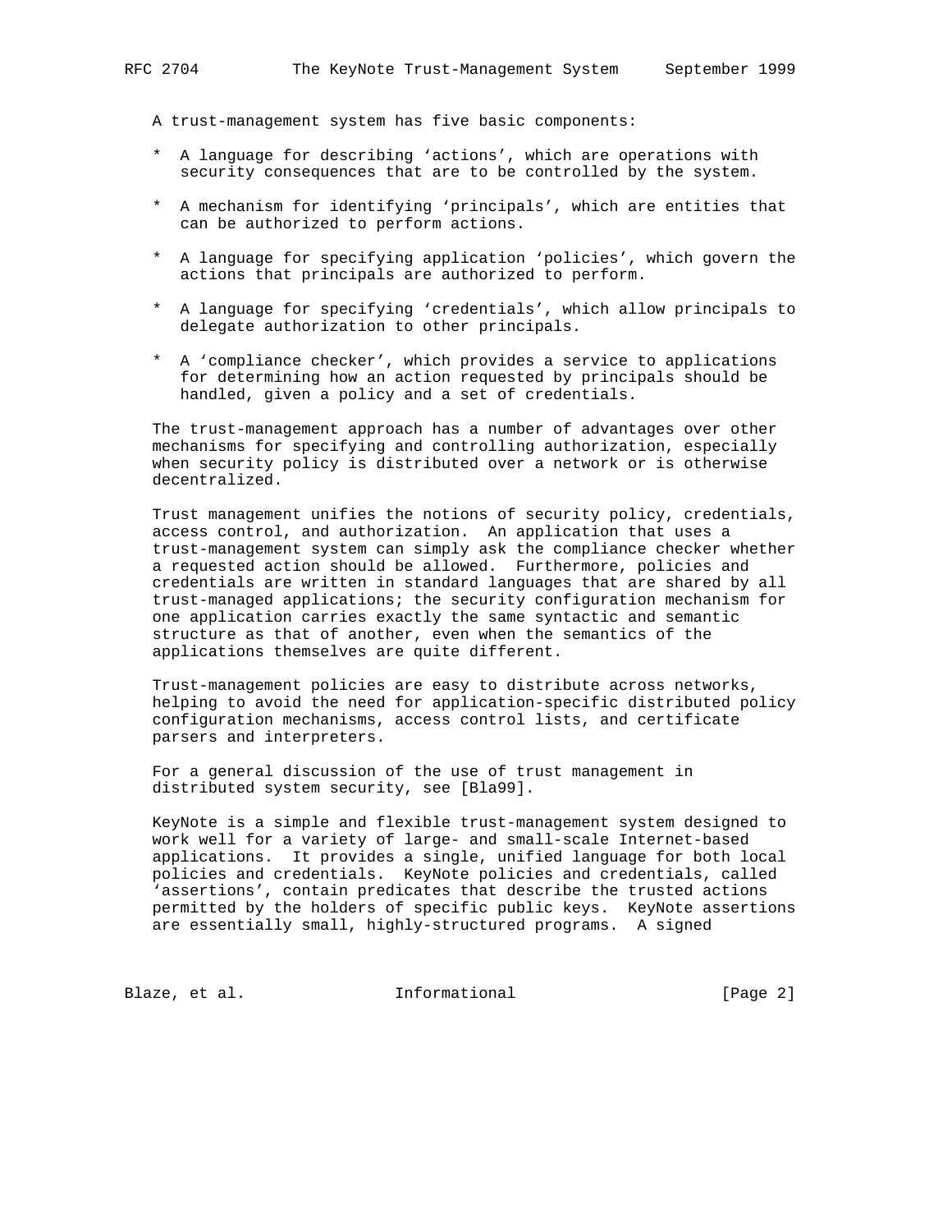A trust-management system has five basic components:

* A language for describing 'actions', which are operations with security consequences that are to be controlled by the system.

* A mechanism for identifying 'principals', which are entities that can be authorized to perform actions.

* A language for specifying application 'policies', which govern the actions that principals are authorized to perform.

* A language for specifying 'credentials', which allow principals to delegate authorization to other principals.

* A 'compliance checker', which provides a service to applications for determining how an action requested by principals should be handled, given a policy and a set of credentials.

The trust-management approach has a number of advantages over other mechanisms for specifying and controlling authorization, especially when security policy is distributed over a network or is otherwise decentralized.

Trust management unifies the notions of security policy, credentials, access control, and authorization. An application that uses a trust-management system can simply ask the compliance checker whether a requested action should be allowed. Furthermore, policies and credentials are written in standard languages that are shared by all trust-managed applications; the security configuration mechanism for one application carries exactly the same syntactic and semantic structure as that of another, even when the semantics of the applications themselves are quite different.

Trust-management policies are easy to distribute across networks, helping to avoid the need for application-specific distributed policy configuration mechanisms, access control lists, and certificate parsers and interpreters.

For a general discussion of the use of trust management in distributed system security, see [Bla99].

KeyNote is a simple and flexible trust-management system designed to work well for a variety of large- and small-scale Internet-based applications. It provides a single, unified language for both local policies and credentials. KeyNote policies and credentials, called 'assertions', contain predicates that describe the trusted actions permitted by the holders of specific public keys. KeyNote assertions are essentially small, highly-structured programs. A signed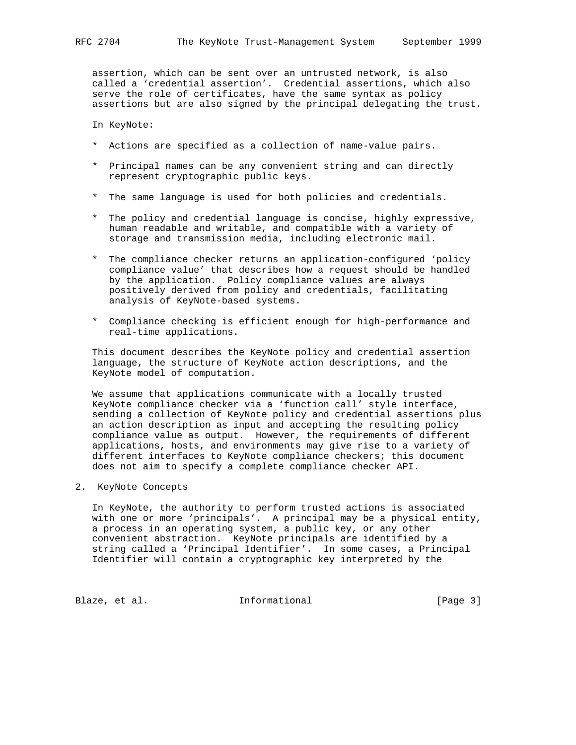assertion, which can be sent over an untrusted network, is also called a 'credential assertion'. Credential assertions, which also serve the role of certificates, have the same syntax as policy assertions but are also signed by the principal delegating the trust.

In KeyNote:

* Actions are specified as a collection of name-value pairs.

* Principal names can be any convenient string and can directly represent cryptographic public keys.

* The same language is used for both policies and credentials.

* The policy and credential language is concise, highly expressive, human readable and writable, and compatible with a variety of storage and transmission media, including electronic mail.

* The compliance checker returns an application-configured 'policy compliance value' that describes how a request should be handled by the application. Policy compliance values are always positively derived from policy and credentials, facilitating analysis of KeyNote-based systems.

* Compliance checking is efficient enough for high-performance and real-time applications.

This document describes the KeyNote policy and credential assertion language, the structure of KeyNote action descriptions, and the KeyNote model of computation.

We assume that applications communicate with a locally trusted KeyNote compliance checker via a 'function call' style interface, sending a collection of KeyNote policy and credential assertions plus an action description as input and accepting the resulting policy compliance value as output. However, the requirements of different applications, hosts, and environments may give rise to a variety of different interfaces to KeyNote compliance checkers; this document does not aim to specify a complete compliance checker API.

## 2. KeyNote Concepts

In KeyNote, the authority to perform trusted actions is associated with one or more 'principals'. A principal may be a physical entity, a process in an operating system, a public key, or any other convenient abstraction. KeyNote principals are identified by a string called a 'Principal Identifier'. In some cases, a Principal Identifier will contain a cryptographic key interpreted by the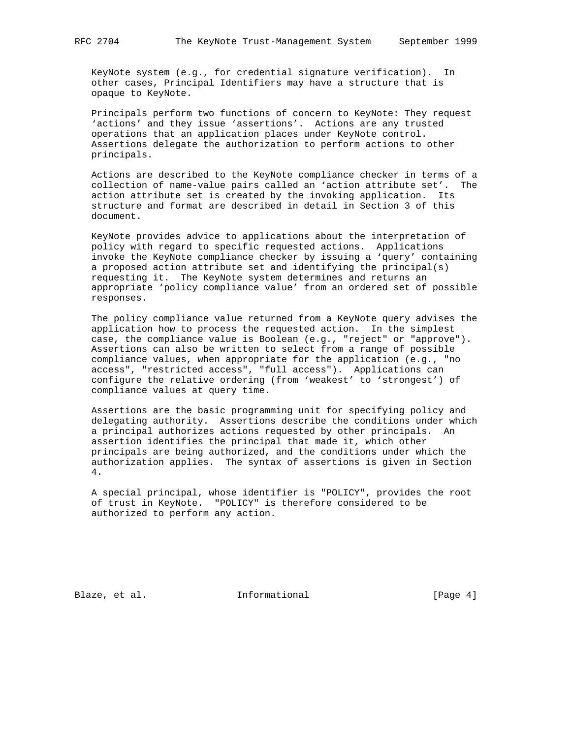KeyNote system (e.g., for credential signature verification). In other cases, Principal Identifiers may have a structure that is opaque to KeyNote.

Principals perform two functions of concern to KeyNote: They request 'actions' and they issue 'assertions'. Actions are any trusted operations that an application places under KeyNote control. Assertions delegate the authorization to perform actions to other principals.

Actions are described to the KeyNote compliance checker in terms of a collection of name-value pairs called an 'action attribute set'. The action attribute set is created by the invoking application. Its structure and format are described in detail in Section 3 of this document.

KeyNote provides advice to applications about the interpretation of policy with regard to specific requested actions. Applications invoke the KeyNote compliance checker by issuing a 'query' containing a proposed action attribute set and identifying the principal(s) requesting it. The KeyNote system determines and returns an appropriate 'policy compliance value' from an ordered set of possible responses.

The policy compliance value returned from a KeyNote query advises the application how to process the requested action. In the simplest case, the compliance value is Boolean (e.g., "reject" or "approve"). Assertions can also be written to select from a range of possible compliance values, when appropriate for the application (e.g., "no access", "restricted access", "full access"). Applications can configure the relative ordering (from 'weakest' to 'strongest') of compliance values at query time.

Assertions are the basic programming unit for specifying policy and delegating authority. Assertions describe the conditions under which a principal authorizes actions requested by other principals. An assertion identifies the principal that made it, which other principals are being authorized, and the conditions under which the authorization applies. The syntax of assertions is given in Section 4.

A special principal, whose identifier is "POLICY", provides the root of trust in KeyNote. "POLICY" is therefore considered to be authorized to perform any action.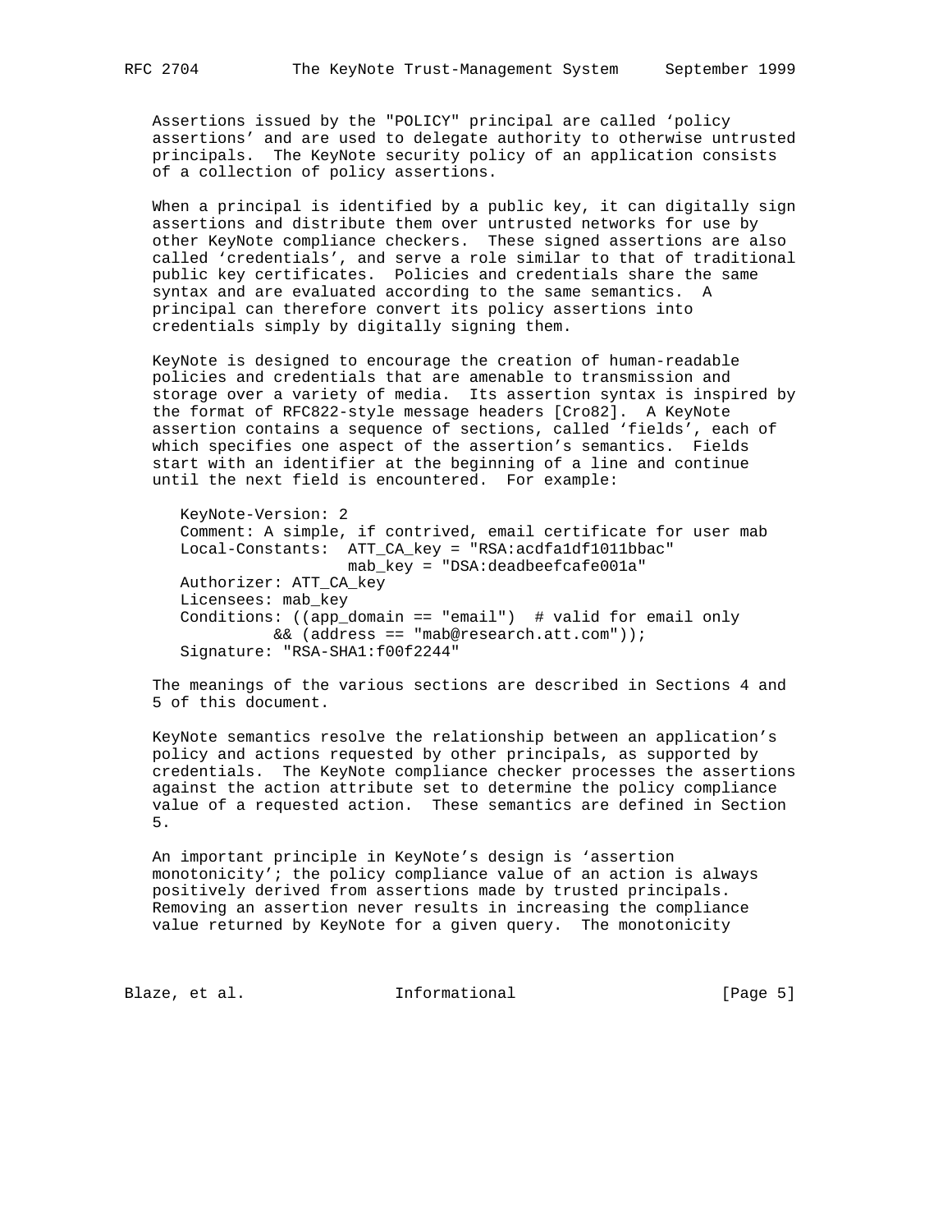Assertions issued by the "POLICY" principal are called ‘policy assertions’ and are used to delegate authority to otherwise untrusted principals. The KeyNote security policy of an application consists of a collection of policy assertions.

When a principal is identified by a public key, it can digitally sign assertions and distribute them over untrusted networks for use by other KeyNote compliance checkers. These signed assertions are also called ‘credentials’, and serve a role similar to that of traditional public key certificates. Policies and credentials share the same syntax and are evaluated according to the same semantics. A principal can therefore convert its policy assertions into credentials simply by digitally signing them.

KeyNote is designed to encourage the creation of human-readable policies and credentials that are amenable to transmission and storage over a variety of media. Its assertion syntax is inspired by the format of RFC822-style message headers [Cro82]. A KeyNote assertion contains a sequence of sections, called ‘fields’, each of which specifies one aspect of the assertion’s semantics. Fields start with an identifier at the beginning of a line and continue until the next field is encountered. For example:

```
KeyNote-Version: 2
Comment: A simple, if contrived, email certificate for user mab
Local-Constants:  ATT_CA_key = "RSA:acdfa1df1011bbac"
                  mab_key = "DSA:deadbeefcafe001a"
Authorizer: ATT_CA_key
Licensees: mab_key
Conditions: ((app_domain == "email")  # valid for email only
          && (address == "mab@research.att.com"));
Signature: "RSA-SHA1:f00f2244"
```

The meanings of the various sections are described in Sections 4 and 5 of this document.

KeyNote semantics resolve the relationship between an application’s policy and actions requested by other principals, as supported by credentials. The KeyNote compliance checker processes the assertions against the action attribute set to determine the policy compliance value of a requested action. These semantics are defined in Section 5.

An important principle in KeyNote’s design is ‘assertion monotonicity’; the policy compliance value of an action is always positively derived from assertions made by trusted principals. Removing an assertion never results in increasing the compliance value returned by KeyNote for a given query. The monotonicity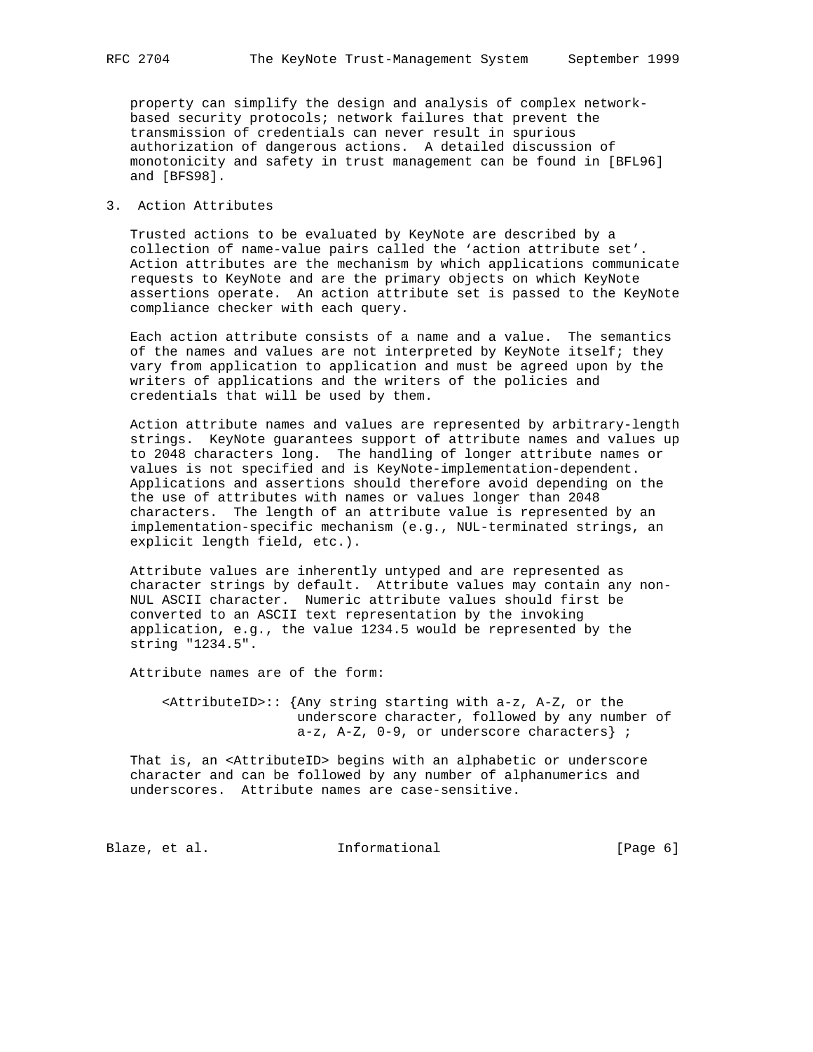property can simplify the design and analysis of complex network-based security protocols; network failures that prevent the transmission of credentials can never result in spurious authorization of dangerous actions. A detailed discussion of monotonicity and safety in trust management can be found in [BFL96] and [BFS98].

## 3. Action Attributes

Trusted actions to be evaluated by KeyNote are described by a collection of name-value pairs called the 'action attribute set'. Action attributes are the mechanism by which applications communicate requests to KeyNote and are the primary objects on which KeyNote assertions operate. An action attribute set is passed to the KeyNote compliance checker with each query.

Each action attribute consists of a name and a value. The semantics of the names and values are not interpreted by KeyNote itself; they vary from application to application and must be agreed upon by the writers of applications and the writers of the policies and credentials that will be used by them.

Action attribute names and values are represented by arbitrary-length strings. KeyNote guarantees support of attribute names and values up to 2048 characters long. The handling of longer attribute names or values is not specified and is KeyNote-implementation-dependent. Applications and assertions should therefore avoid depending on the the use of attributes with names or values longer than 2048 characters. The length of an attribute value is represented by an implementation-specific mechanism (e.g., NUL-terminated strings, an explicit length field, etc.).

Attribute values are inherently untyped and are represented as character strings by default. Attribute values may contain any non-NUL ASCII character. Numeric attribute values should first be converted to an ASCII text representation by the invoking application, e.g., the value 1234.5 would be represented by the string "1234.5".

Attribute names are of the form:

```
<AttributeID>:: {Any string starting with a-z, A-Z, or the
                 underscore character, followed by any number of
                 a-z, A-Z, 0-9, or underscore characters} ;
```

That is, an <AttributeID> begins with an alphabetic or underscore character and can be followed by any number of alphanumerics and underscores. Attribute names are case-sensitive.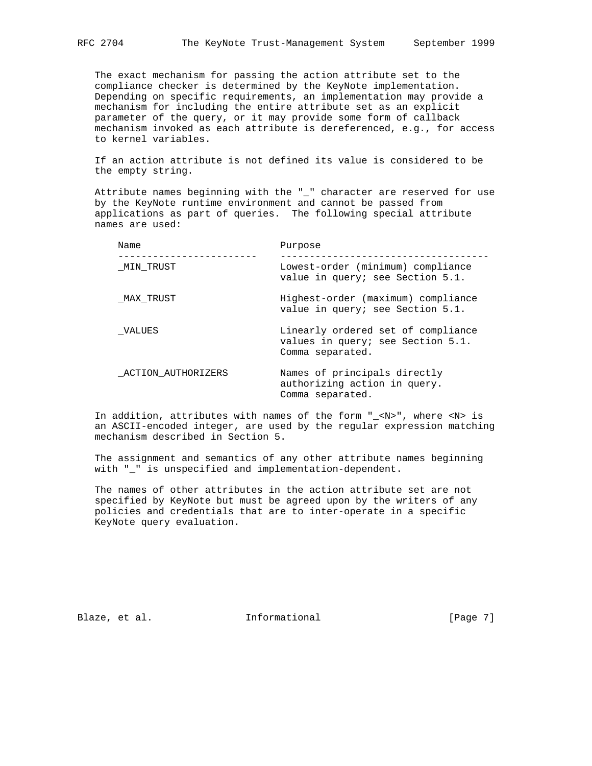The exact mechanism for passing the action attribute set to the compliance checker is determined by the KeyNote implementation. Depending on specific requirements, an implementation may provide a mechanism for including the entire attribute set as an explicit parameter of the query, or it may provide some form of callback mechanism invoked as each attribute is dereferenced, e.g., for access to kernel variables.

If an action attribute is not defined its value is considered to be the empty string.

Attribute names beginning with the "_" character are reserved for use by the KeyNote runtime environment and cannot be passed from applications as part of queries. The following special attribute names are used:

| Name | Purpose |
| --- | --- |
| _MIN_TRUST | Lowest-order (minimum) compliance value in query; see Section 5.1. |
| _MAX_TRUST | Highest-order (maximum) compliance value in query; see Section 5.1. |
| _VALUES | Linearly ordered set of compliance values in query; see Section 5.1. Comma separated. |
| _ACTION_AUTHORIZERS | Names of principals directly authorizing action in query. Comma separated. |

In addition, attributes with names of the form "_<N>", where <N> is an ASCII-encoded integer, are used by the regular expression matching mechanism described in Section 5.

The assignment and semantics of any other attribute names beginning with "_" is unspecified and implementation-dependent.

The names of other attributes in the action attribute set are not specified by KeyNote but must be agreed upon by the writers of any policies and credentials that are to inter-operate in a specific KeyNote query evaluation.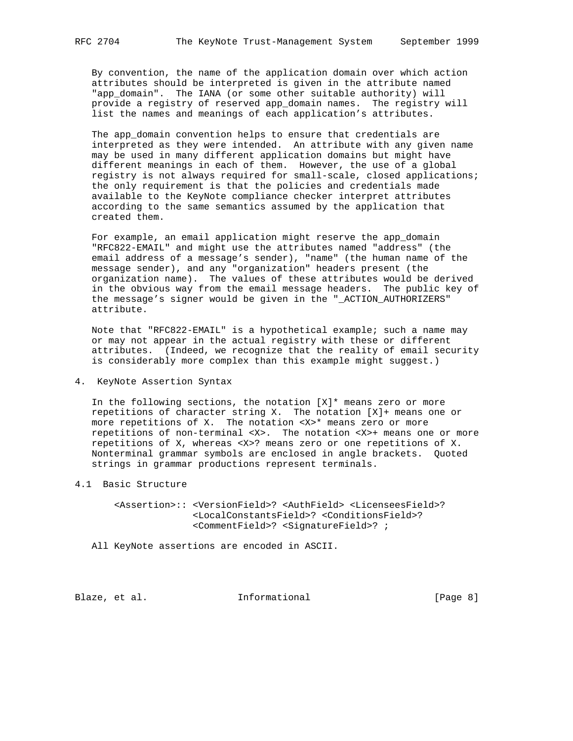By convention, the name of the application domain over which action attributes should be interpreted is given in the attribute named "app_domain". The IANA (or some other suitable authority) will provide a registry of reserved app_domain names. The registry will list the names and meanings of each application's attributes.

The app_domain convention helps to ensure that credentials are interpreted as they were intended. An attribute with any given name may be used in many different application domains but might have different meanings in each of them. However, the use of a global registry is not always required for small-scale, closed applications; the only requirement is that the policies and credentials made available to the KeyNote compliance checker interpret attributes according to the same semantics assumed by the application that created them.

For example, an email application might reserve the app_domain "RFC822-EMAIL" and might use the attributes named "address" (the email address of a message's sender), "name" (the human name of the message sender), and any "organization" headers present (the organization name). The values of these attributes would be derived in the obvious way from the email message headers. The public key of the message's signer would be given in the "_ACTION_AUTHORIZERS" attribute.

Note that "RFC822-EMAIL" is a hypothetical example; such a name may or may not appear in the actual registry with these or different attributes. (Indeed, we recognize that the reality of email security is considerably more complex than this example might suggest.)

## 4. KeyNote Assertion Syntax

In the following sections, the notation [X]* means zero or more repetitions of character string X. The notation [X]+ means one or more repetitions of X. The notation <X>* means zero or more repetitions of non-terminal <X>. The notation <X>+ means one or more repetitions of X, whereas <X>? means zero or one repetitions of X. Nonterminal grammar symbols are enclosed in angle brackets. Quoted strings in grammar productions represent terminals.

### 4.1 Basic Structure

```
<Assertion>:: <VersionField>? <AuthField> <LicenseesField>?
              <LocalConstantsField>? <ConditionsField>?
              <CommentField>? <SignatureField>? ;
```

All KeyNote assertions are encoded in ASCII.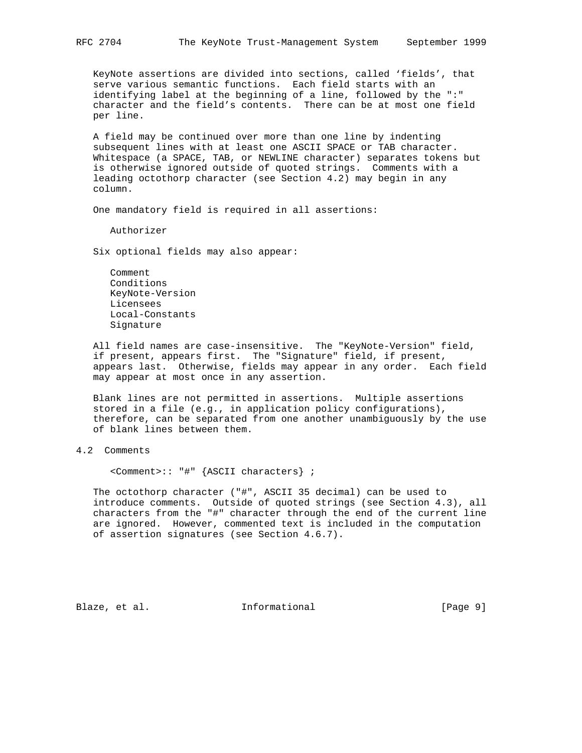KeyNote assertions are divided into sections, called 'fields', that serve various semantic functions. Each field starts with an identifying label at the beginning of a line, followed by the ":" character and the field's contents. There can be at most one field per line.

A field may be continued over more than one line by indenting subsequent lines with at least one ASCII SPACE or TAB character. Whitespace (a SPACE, TAB, or NEWLINE character) separates tokens but is otherwise ignored outside of quoted strings. Comments with a leading octothorp character (see Section 4.2) may begin in any column.

One mandatory field is required in all assertions:

    Authorizer

Six optional fields may also appear:

    Comment
    Conditions
    KeyNote-Version
    Licensees
    Local-Constants
    Signature

All field names are case-insensitive. The "KeyNote-Version" field, if present, appears first. The "Signature" field, if present, appears last. Otherwise, fields may appear in any order. Each field may appear at most once in any assertion.

Blank lines are not permitted in assertions. Multiple assertions stored in a file (e.g., in application policy configurations), therefore, can be separated from one another unambiguously by the use of blank lines between them.

## 4.2 Comments

```
<Comment>:: "#" {ASCII characters} ;
```

The octothorp character ("#", ASCII 35 decimal) can be used to introduce comments. Outside of quoted strings (see Section 4.3), all characters from the "#" character through the end of the current line are ignored. However, commented text is included in the computation of assertion signatures (see Section 4.6.7).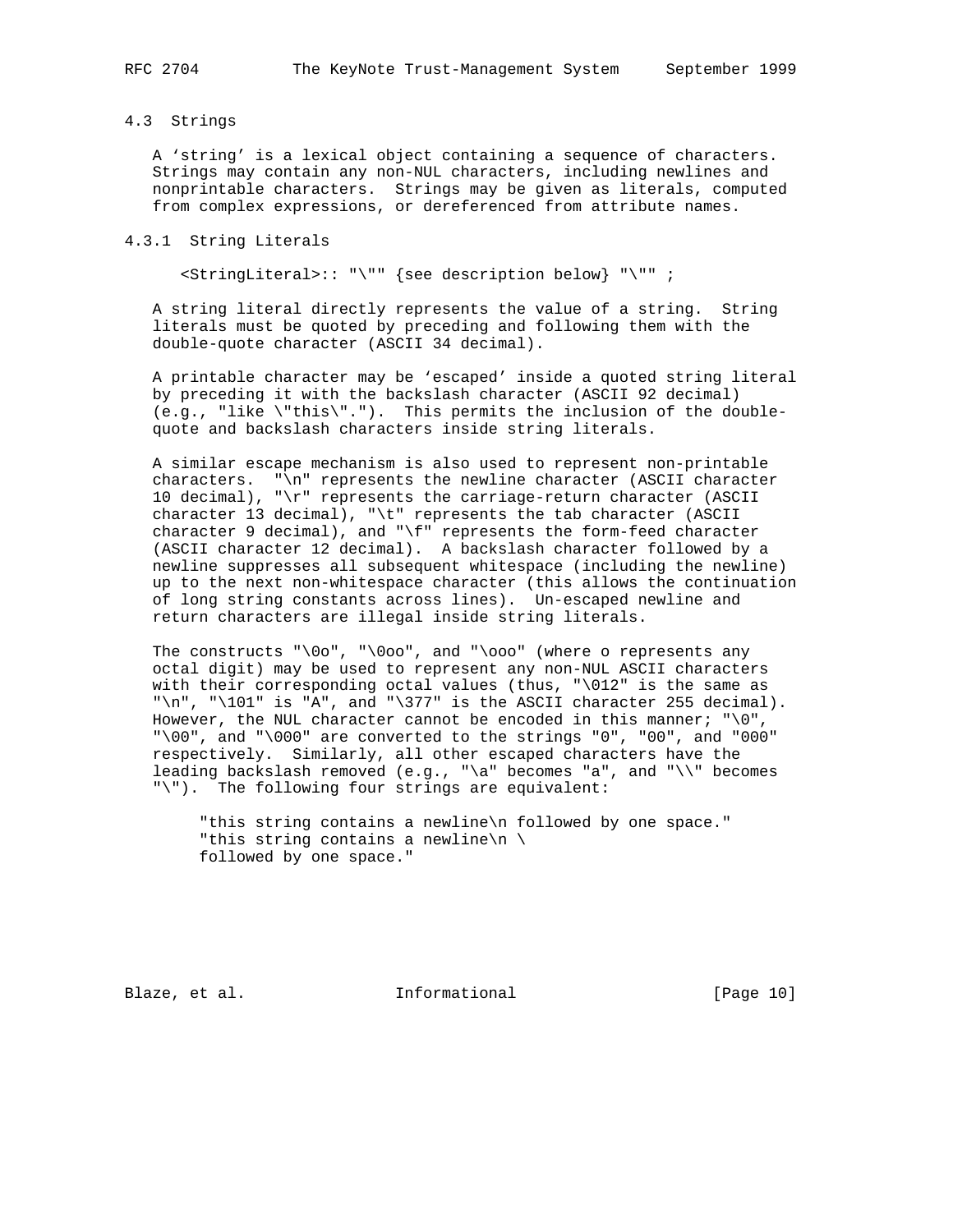### 4.3 Strings

A 'string' is a lexical object containing a sequence of characters. Strings may contain any non-NUL characters, including newlines and nonprintable characters. Strings may be given as literals, computed from complex expressions, or dereferenced from attribute names.

#### 4.3.1 String Literals

```
<StringLiteral>:: "\"" {see description below} "\"" ;
```

A string literal directly represents the value of a string. String literals must be quoted by preceding and following them with the double-quote character (ASCII 34 decimal).

A printable character may be 'escaped' inside a quoted string literal by preceding it with the backslash character (ASCII 92 decimal) (e.g., "like \"this\"."). This permits the inclusion of the double-quote and backslash characters inside string literals.

A similar escape mechanism is also used to represent non-printable characters. "\n" represents the newline character (ASCII character 10 decimal), "\r" represents the carriage-return character (ASCII character 13 decimal), "\t" represents the tab character (ASCII character 9 decimal), and "\f" represents the form-feed character (ASCII character 12 decimal). A backslash character followed by a newline suppresses all subsequent whitespace (including the newline) up to the next non-whitespace character (this allows the continuation of long string constants across lines). Un-escaped newline and return characters are illegal inside string literals.

The constructs "\0o", "\0oo", and "\ooo" (where o represents any octal digit) may be used to represent any non-NUL ASCII characters with their corresponding octal values (thus, "\012" is the same as "\n", "\101" is "A", and "\377" is the ASCII character 255 decimal). However, the NUL character cannot be encoded in this manner; "\0", "\00", and "\000" are converted to the strings "0", "00", and "000" respectively. Similarly, all other escaped characters have the leading backslash removed (e.g., "\a" becomes "a", and "\\" becomes "\"). The following four strings are equivalent:

```
"this string contains a newline\n followed by one space."
"this string contains a newline\n \
followed by one space."
```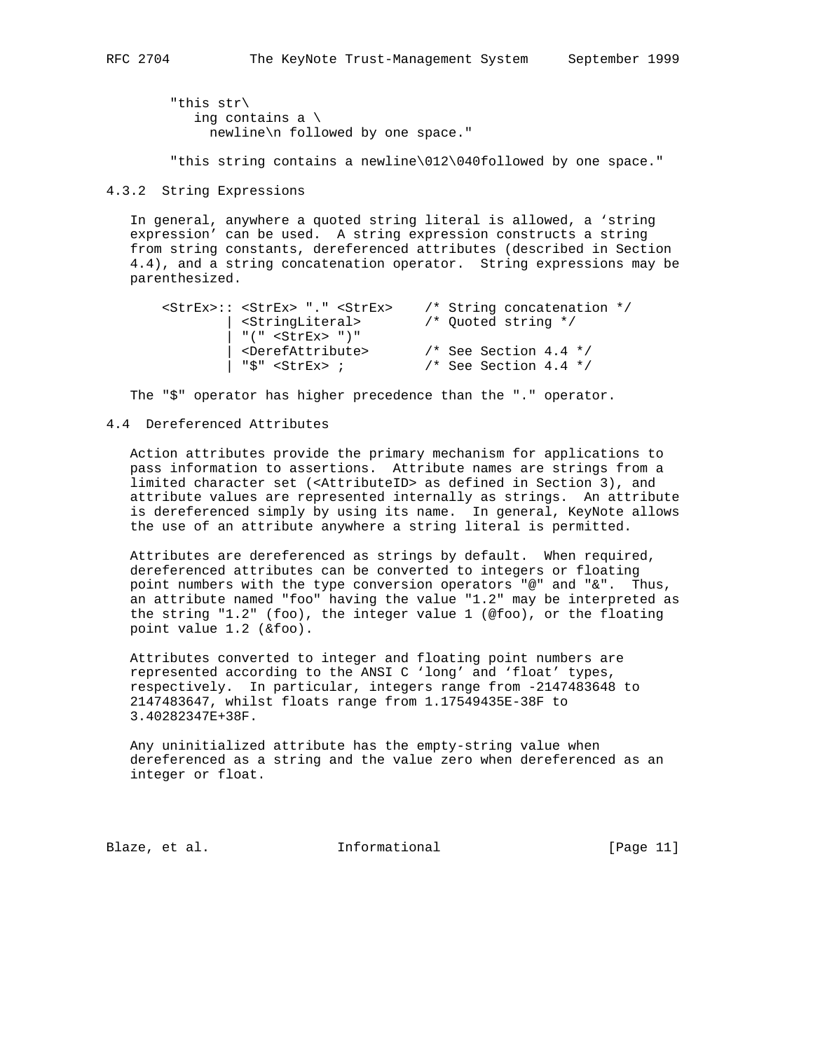```
"this str\
   ing contains a \
     newline\n followed by one space."

"this string contains a newline\012\040followed by one space."
```

### 4.3.2 String Expressions

In general, anywhere a quoted string literal is allowed, a 'string expression' can be used. A string expression constructs a string from string constants, dereferenced attributes (described in Section 4.4), and a string concatenation operator. String expressions may be parenthesized.

```
<StrEx>:: <StrEx> "." <StrEx>    /* String concatenation */
        | <StringLiteral>        /* Quoted string */
        | "(" <StrEx> ")"
        | <DerefAttribute>       /* See Section 4.4 */
        | "$" <StrEx> ;          /* See Section 4.4 */
```

The "$" operator has higher precedence than the "." operator.

## 4.4 Dereferenced Attributes

Action attributes provide the primary mechanism for applications to pass information to assertions. Attribute names are strings from a limited character set (<AttributeID> as defined in Section 3), and attribute values are represented internally as strings. An attribute is dereferenced simply by using its name. In general, KeyNote allows the use of an attribute anywhere a string literal is permitted.

Attributes are dereferenced as strings by default. When required, dereferenced attributes can be converted to integers or floating point numbers with the type conversion operators "@" and "&". Thus, an attribute named "foo" having the value "1.2" may be interpreted as the string "1.2" (foo), the integer value 1 (@foo), or the floating point value 1.2 (&foo).

Attributes converted to integer and floating point numbers are represented according to the ANSI C 'long' and 'float' types, respectively. In particular, integers range from -2147483648 to 2147483647, whilst floats range from 1.17549435E-38F to 3.40282347E+38F.

Any uninitialized attribute has the empty-string value when dereferenced as a string and the value zero when dereferenced as an integer or float.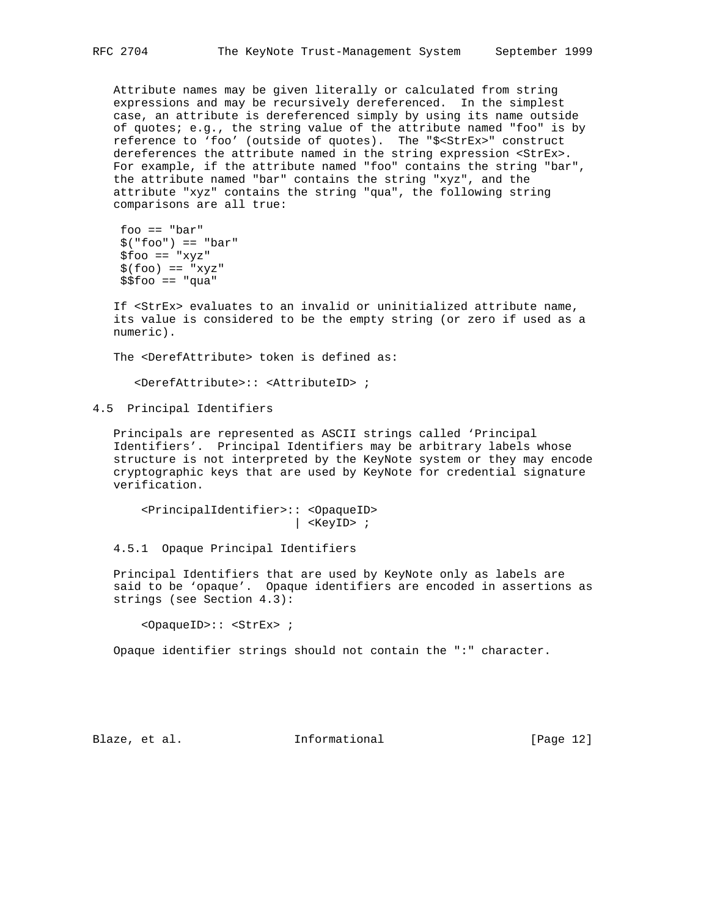Attribute names may be given literally or calculated from string expressions and may be recursively dereferenced. In the simplest case, an attribute is dereferenced simply by using its name outside of quotes; e.g., the string value of the attribute named "foo" is by reference to 'foo' (outside of quotes). The "$<StrEx>" construct dereferences the attribute named in the string expression <StrEx>. For example, if the attribute named "foo" contains the string "bar", the attribute named "bar" contains the string "xyz", and the attribute "xyz" contains the string "qua", the following string comparisons are all true:

```
foo == "bar"
$("foo") == "bar"
$foo == "xyz"
$(foo) == "xyz"
$$foo == "qua"
```

If <StrEx> evaluates to an invalid or uninitialized attribute name, its value is considered to be the empty string (or zero if used as a numeric).

The <DerefAttribute> token is defined as:

```
<DerefAttribute>:: <AttributeID> ;
```

## 4.5 Principal Identifiers

Principals are represented as ASCII strings called 'Principal Identifiers'. Principal Identifiers may be arbitrary labels whose structure is not interpreted by the KeyNote system or they may encode cryptographic keys that are used by KeyNote for credential signature verification.

```
<PrincipalIdentifier>:: <OpaqueID>
                      | <KeyID> ;
```

### 4.5.1 Opaque Principal Identifiers

Principal Identifiers that are used by KeyNote only as labels are said to be 'opaque'. Opaque identifiers are encoded in assertions as strings (see Section 4.3):

```
<OpaqueID>:: <StrEx> ;
```

Opaque identifier strings should not contain the ":" character.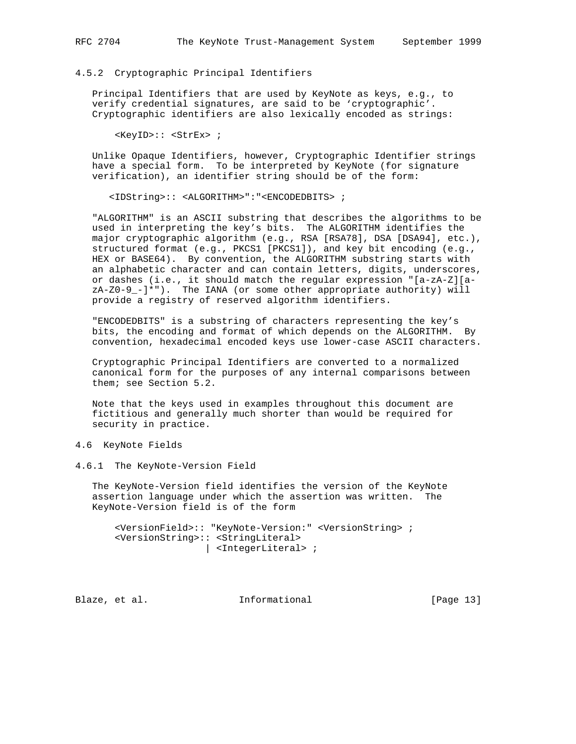### 4.5.2 Cryptographic Principal Identifiers

Principal Identifiers that are used by KeyNote as keys, e.g., to verify credential signatures, are said to be 'cryptographic'. Cryptographic identifiers are also lexically encoded as strings:

```
<KeyID>:: <StrEx> ;
```

Unlike Opaque Identifiers, however, Cryptographic Identifier strings have a special form. To be interpreted by KeyNote (for signature verification), an identifier string should be of the form:

```
<IDString>:: <ALGORITHM>":"<ENCODEDBITS> ;
```

"ALGORITHM" is an ASCII substring that describes the algorithms to be used in interpreting the key's bits. The ALGORITHM identifies the major cryptographic algorithm (e.g., RSA [RSA78], DSA [DSA94], etc.), structured format (e.g., PKCS1 [PKCS1]), and key bit encoding (e.g., HEX or BASE64). By convention, the ALGORITHM substring starts with an alphabetic character and can contain letters, digits, underscores, or dashes (i.e., it should match the regular expression "[a-zA-Z][a-zA-Z0-9_-]*"). The IANA (or some other appropriate authority) will provide a registry of reserved algorithm identifiers.

"ENCODEDBITS" is a substring of characters representing the key's bits, the encoding and format of which depends on the ALGORITHM. By convention, hexadecimal encoded keys use lower-case ASCII characters.

Cryptographic Principal Identifiers are converted to a normalized canonical form for the purposes of any internal comparisons between them; see Section 5.2.

Note that the keys used in examples throughout this document are fictitious and generally much shorter than would be required for security in practice.

## 4.6 KeyNote Fields

### 4.6.1 The KeyNote-Version Field

The KeyNote-Version field identifies the version of the KeyNote assertion language under which the assertion was written. The KeyNote-Version field is of the form

```
<VersionField>:: "KeyNote-Version:" <VersionString> ;
<VersionString>:: <StringLiteral>
                | <IntegerLiteral> ;
```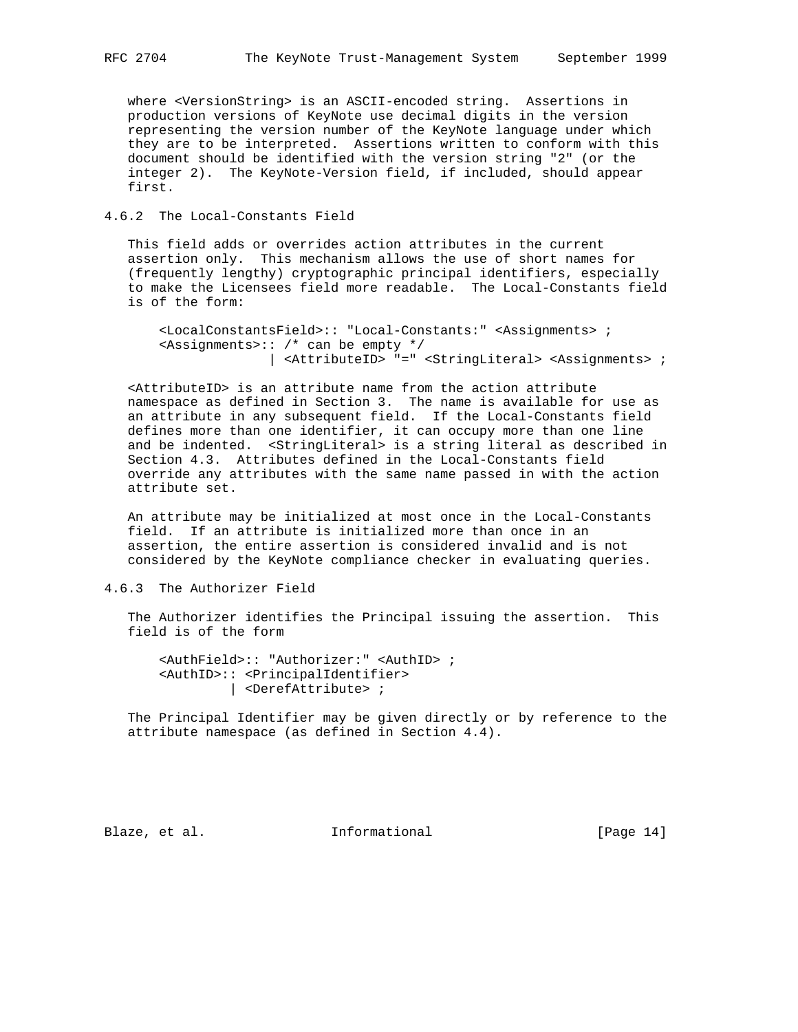where <VersionString> is an ASCII-encoded string. Assertions in production versions of KeyNote use decimal digits in the version representing the version number of the KeyNote language under which they are to be interpreted. Assertions written to conform with this document should be identified with the version string "2" (or the integer 2). The KeyNote-Version field, if included, should appear first.

### 4.6.2 The Local-Constants Field

This field adds or overrides action attributes in the current assertion only. This mechanism allows the use of short names for (frequently lengthy) cryptographic principal identifiers, especially to make the Licensees field more readable. The Local-Constants field is of the form:

```
<LocalConstantsField>:: "Local-Constants:" <Assignments> ;
<Assignments>:: /* can be empty */
              | <AttributeID> "=" <StringLiteral> <Assignments> ;
```

<AttributeID> is an attribute name from the action attribute namespace as defined in Section 3. The name is available for use as an attribute in any subsequent field. If the Local-Constants field defines more than one identifier, it can occupy more than one line and be indented. <StringLiteral> is a string literal as described in Section 4.3. Attributes defined in the Local-Constants field override any attributes with the same name passed in with the action attribute set.

An attribute may be initialized at most once in the Local-Constants field. If an attribute is initialized more than once in an assertion, the entire assertion is considered invalid and is not considered by the KeyNote compliance checker in evaluating queries.

### 4.6.3 The Authorizer Field

The Authorizer identifies the Principal issuing the assertion. This field is of the form

```
<AuthField>:: "Authorizer:" <AuthID> ;
<AuthID>:: <PrincipalIdentifier>
         | <DerefAttribute> ;
```

The Principal Identifier may be given directly or by reference to the attribute namespace (as defined in Section 4.4).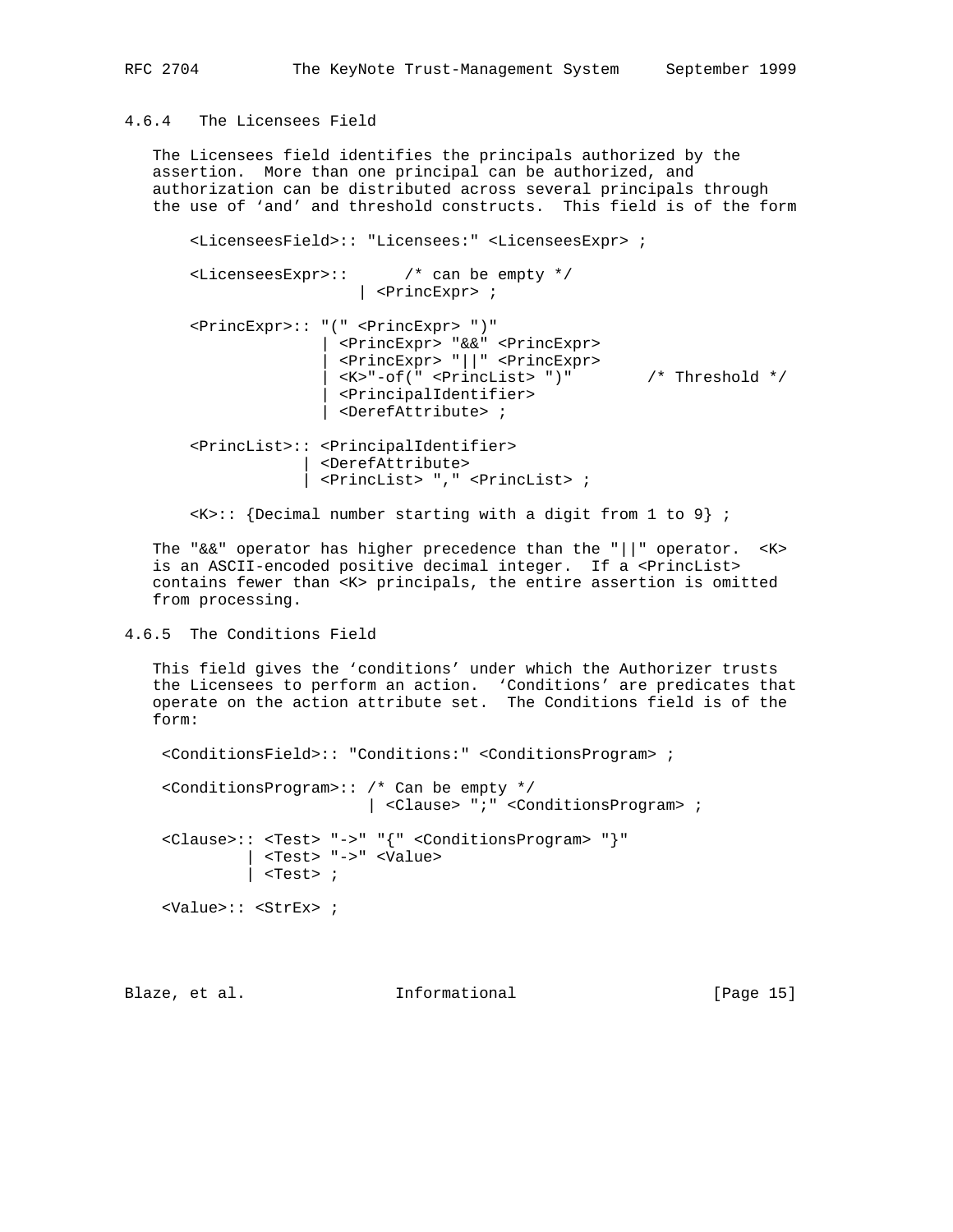### 4.6.4 The Licensees Field

The Licensees field identifies the principals authorized by the assertion. More than one principal can be authorized, and authorization can be distributed across several principals through the use of 'and' and threshold constructs. This field is of the form

```
<LicenseesField>:: "Licensees:" <LicenseesExpr> ;

<LicenseesExpr>::      /* can be empty */
                 | <PrincExpr> ;

<PrincExpr>:: "(" <PrincExpr> ")"
             | <PrincExpr> "&&" <PrincExpr>
             | <PrincExpr> "||" <PrincExpr>
             | <K>"-of(" <PrincList> ")"        /* Threshold */
             | <PrincipalIdentifier>
             | <DerefAttribute> ;

<PrincList>:: <PrincipalIdentifier>
            | <DerefAttribute>
            | <PrincList> "," <PrincList> ;

<K>:: {Decimal number starting with a digit from 1 to 9} ;
```

The "&&" operator has higher precedence than the "||" operator. <K> is an ASCII-encoded positive decimal integer. If a <PrincList> contains fewer than <K> principals, the entire assertion is omitted from processing.

### 4.6.5 The Conditions Field

This field gives the 'conditions' under which the Authorizer trusts the Licensees to perform an action. 'Conditions' are predicates that operate on the action attribute set. The Conditions field is of the form:

```
<ConditionsField>:: "Conditions:" <ConditionsProgram> ;

<ConditionsProgram>:: /* Can be empty */
                    | <Clause> ";" <ConditionsProgram> ;

<Clause>:: <Test> "->" "{" <ConditionsProgram> "}"
         | <Test> "->" <Value>
         | <Test> ;

<Value>:: <StrEx> ;
```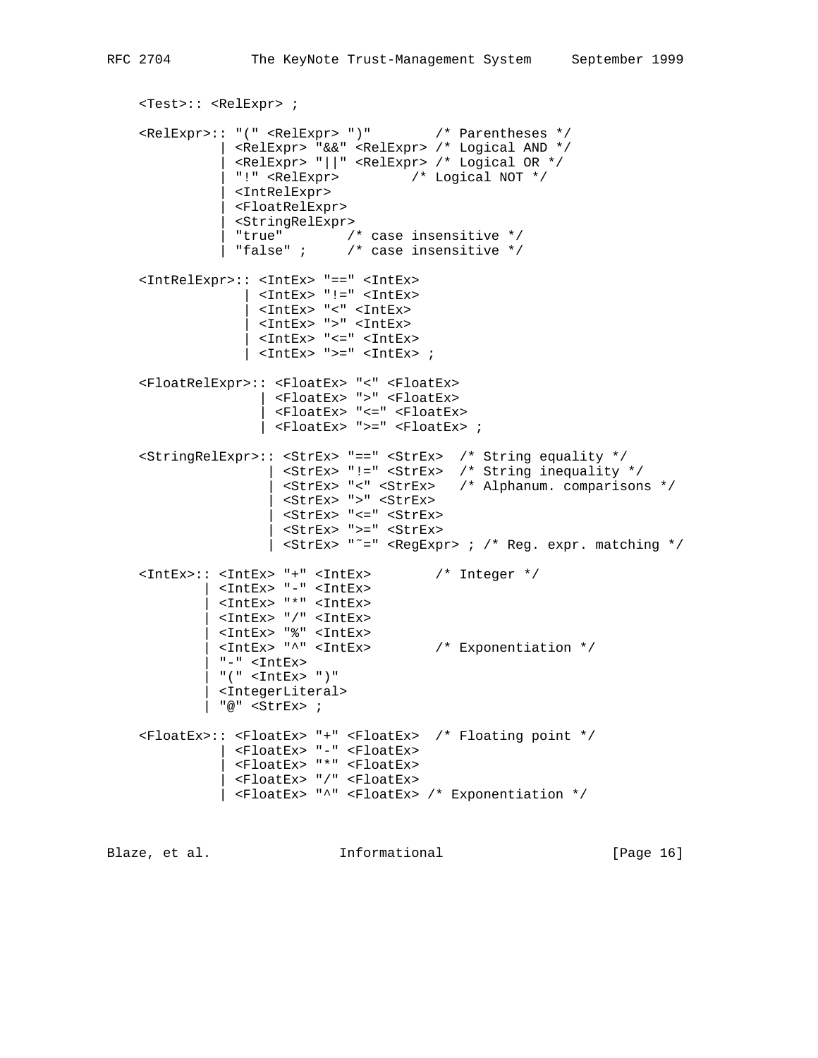```
    <Test>:: <RelExpr> ;

    <RelExpr>:: "(" <RelExpr> ")"        /* Parentheses */
              | <RelExpr> "&&" <RelExpr> /* Logical AND */
              | <RelExpr> "||" <RelExpr> /* Logical OR */
              | "!" <RelExpr>          /* Logical NOT */
              | <IntRelExpr>
              | <FloatRelExpr>
              | <StringRelExpr>
              | "true"        /* case insensitive */
              | "false" ;     /* case insensitive */

    <IntRelExpr>:: <IntEx> "==" <IntEx>
                 | <IntEx> "!=" <IntEx>
                 | <IntEx> "<" <IntEx>
                 | <IntEx> ">" <IntEx>
                 | <IntEx> "<=" <IntEx>
                 | <IntEx> ">=" <IntEx> ;

    <FloatRelExpr>:: <FloatEx> "<" <FloatEx>
                   | <FloatEx> ">" <FloatEx>
                   | <FloatEx> "<=" <FloatEx>
                   | <FloatEx> ">=" <FloatEx> ;

    <StringRelExpr>:: <StrEx> "==" <StrEx>  /* String equality */
                    | <StrEx> "!=" <StrEx>  /* String inequality */
                    | <StrEx> "<" <StrEx>   /* Alphanum. comparisons */
                    | <StrEx> ">" <StrEx>
                    | <StrEx> "<=" <StrEx>
                    | <StrEx> ">=" <StrEx>
                    | <StrEx> "~=" <RegExpr> ; /* Reg. expr. matching */

    <IntEx>:: <IntEx> "+" <IntEx>        /* Integer */
            | <IntEx> "-" <IntEx>
            | <IntEx> "*" <IntEx>
            | <IntEx> "/" <IntEx>
            | <IntEx> "%" <IntEx>
            | <IntEx> "^" <IntEx>        /* Exponentiation */
            | "-" <IntEx>
            | "(" <IntEx> ")"
            | <IntegerLiteral>
            | "@" <StrEx> ;

    <FloatEx>:: <FloatEx> "+" <FloatEx>  /* Floating point */
              | <FloatEx> "-" <FloatEx>
              | <FloatEx> "*" <FloatEx>
              | <FloatEx> "/" <FloatEx>
              | <FloatEx> "^" <FloatEx> /* Exponentiation */
```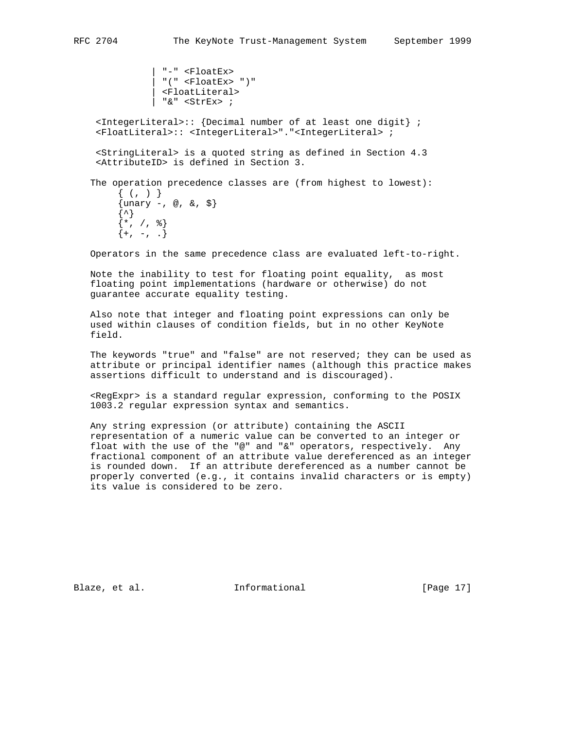```
             | "-" <FloatEx>
             | "(" <FloatEx> ")"
             | <FloatLiteral>
             | "&" <StrEx> ;

  <IntegerLiteral>:: {Decimal number of at least one digit} ;
  <FloatLiteral>:: <IntegerLiteral>"."<IntegerLiteral> ;

  <StringLiteral> is a quoted string as defined in Section 4.3
  <AttributeID> is defined in Section 3.
```

The operation precedence classes are (from highest to lowest):

```
     { (, ) }
     {unary -, @, &, $}
     {^}
     {*, /, %}
     {+, -, .}
```

Operators in the same precedence class are evaluated left-to-right.

Note the inability to test for floating point equality, as most floating point implementations (hardware or otherwise) do not guarantee accurate equality testing.

Also note that integer and floating point expressions can only be used within clauses of condition fields, but in no other KeyNote field.

The keywords "true" and "false" are not reserved; they can be used as attribute or principal identifier names (although this practice makes assertions difficult to understand and is discouraged).

<RegExpr> is a standard regular expression, conforming to the POSIX 1003.2 regular expression syntax and semantics.

Any string expression (or attribute) containing the ASCII representation of a numeric value can be converted to an integer or float with the use of the "@" and "&" operators, respectively. Any fractional component of an attribute value dereferenced as an integer is rounded down. If an attribute dereferenced as a number cannot be properly converted (e.g., it contains invalid characters or is empty) its value is considered to be zero.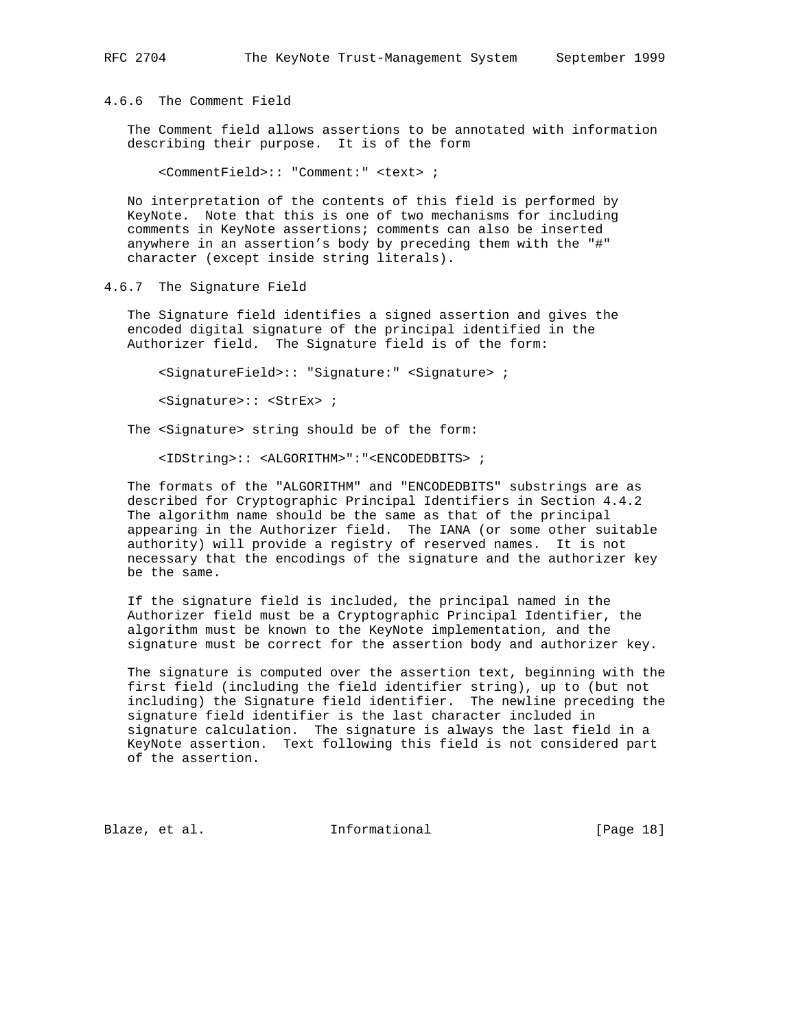### 4.6.6 The Comment Field

The Comment field allows assertions to be annotated with information describing their purpose. It is of the form

```
<CommentField>:: "Comment:" <text> ;
```

No interpretation of the contents of this field is performed by KeyNote. Note that this is one of two mechanisms for including comments in KeyNote assertions; comments can also be inserted anywhere in an assertion's body by preceding them with the "#" character (except inside string literals).

### 4.6.7 The Signature Field

The Signature field identifies a signed assertion and gives the encoded digital signature of the principal identified in the Authorizer field. The Signature field is of the form:

```
<SignatureField>:: "Signature:" <Signature> ;

<Signature>:: <StrEx> ;
```

The <Signature> string should be of the form:

```
<IDString>:: <ALGORITHM>":"<ENCODEDBITS> ;
```

The formats of the "ALGORITHM" and "ENCODEDBITS" substrings are as described for Cryptographic Principal Identifiers in Section 4.4.2 The algorithm name should be the same as that of the principal appearing in the Authorizer field. The IANA (or some other suitable authority) will provide a registry of reserved names. It is not necessary that the encodings of the signature and the authorizer key be the same.

If the signature field is included, the principal named in the Authorizer field must be a Cryptographic Principal Identifier, the algorithm must be known to the KeyNote implementation, and the signature must be correct for the assertion body and authorizer key.

The signature is computed over the assertion text, beginning with the first field (including the field identifier string), up to (but not including) the Signature field identifier. The newline preceding the signature field identifier is the last character included in signature calculation. The signature is always the last field in a KeyNote assertion. Text following this field is not considered part of the assertion.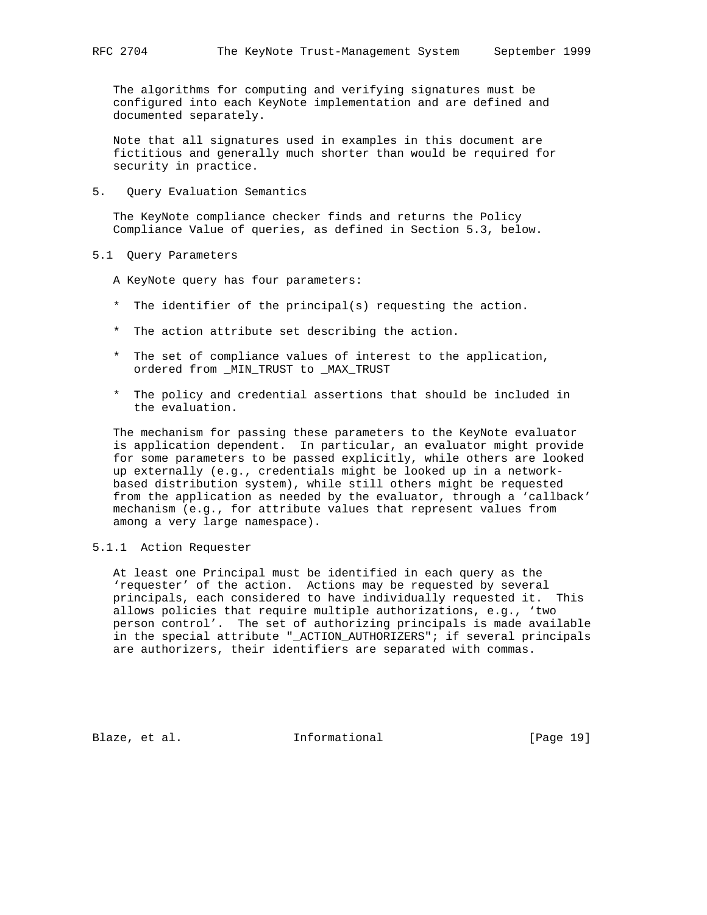The algorithms for computing and verifying signatures must be configured into each KeyNote implementation and are defined and documented separately.

Note that all signatures used in examples in this document are fictitious and generally much shorter than would be required for security in practice.

# 5. Query Evaluation Semantics

The KeyNote compliance checker finds and returns the Policy Compliance Value of queries, as defined in Section 5.3, below.

## 5.1 Query Parameters

A KeyNote query has four parameters:

* The identifier of the principal(s) requesting the action.
* The action attribute set describing the action.
* The set of compliance values of interest to the application, ordered from _MIN_TRUST to _MAX_TRUST
* The policy and credential assertions that should be included in the evaluation.

The mechanism for passing these parameters to the KeyNote evaluator is application dependent. In particular, an evaluator might provide for some parameters to be passed explicitly, while others are looked up externally (e.g., credentials might be looked up in a network-based distribution system), while still others might be requested from the application as needed by the evaluator, through a 'callback' mechanism (e.g., for attribute values that represent values from among a very large namespace).

### 5.1.1 Action Requester

At least one Principal must be identified in each query as the 'requester' of the action. Actions may be requested by several principals, each considered to have individually requested it. This allows policies that require multiple authorizations, e.g., 'two person control'. The set of authorizing principals is made available in the special attribute "_ACTION_AUTHORIZERS"; if several principals are authorizers, their identifiers are separated with commas.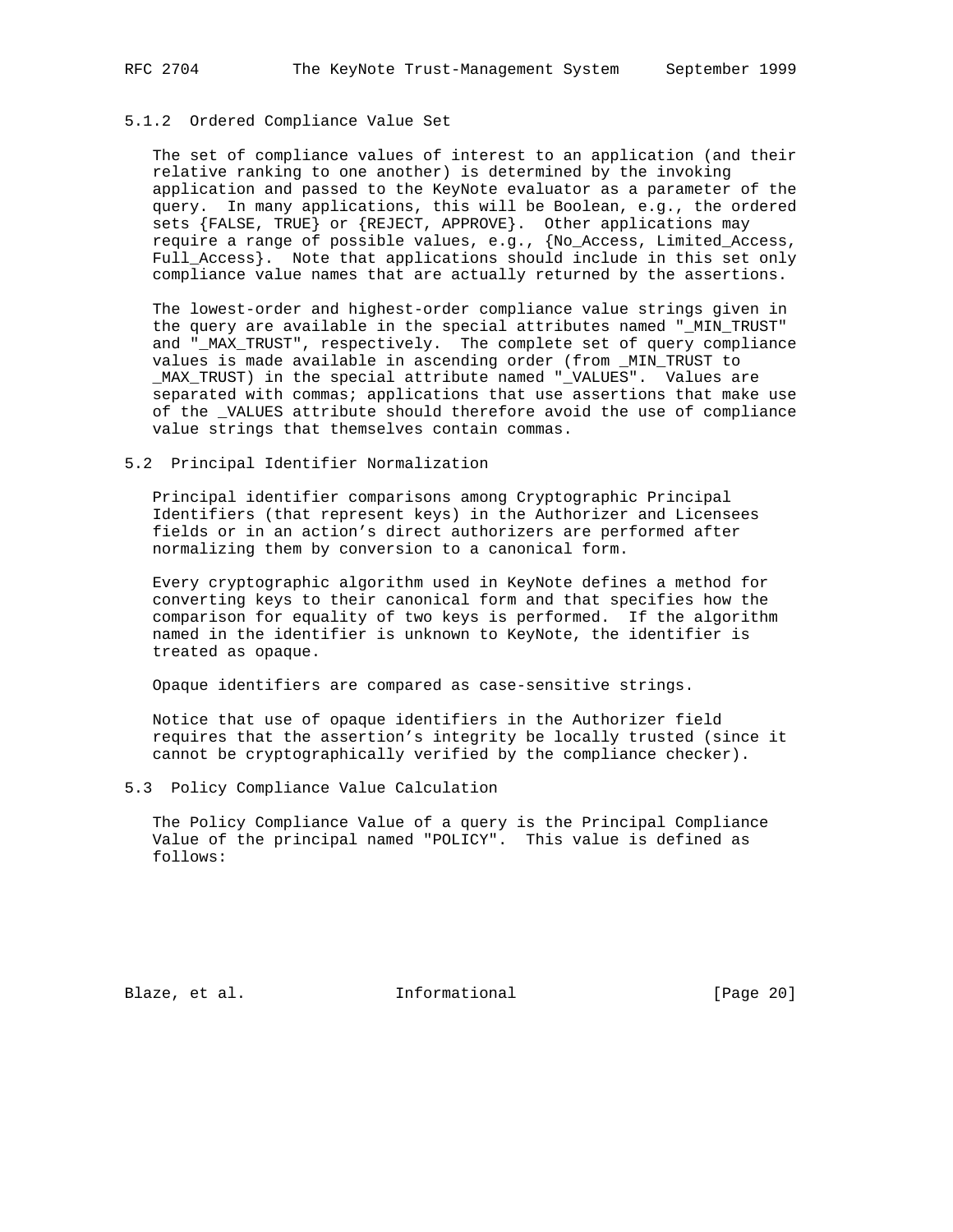### 5.1.2 Ordered Compliance Value Set

The set of compliance values of interest to an application (and their relative ranking to one another) is determined by the invoking application and passed to the KeyNote evaluator as a parameter of the query. In many applications, this will be Boolean, e.g., the ordered sets {FALSE, TRUE} or {REJECT, APPROVE}. Other applications may require a range of possible values, e.g., {No_Access, Limited_Access, Full_Access}. Note that applications should include in this set only compliance value names that are actually returned by the assertions.

The lowest-order and highest-order compliance value strings given in the query are available in the special attributes named "_MIN_TRUST" and "_MAX_TRUST", respectively. The complete set of query compliance values is made available in ascending order (from _MIN_TRUST to _MAX_TRUST) in the special attribute named "_VALUES". Values are separated with commas; applications that use assertions that make use of the _VALUES attribute should therefore avoid the use of compliance value strings that themselves contain commas.

## 5.2 Principal Identifier Normalization

Principal identifier comparisons among Cryptographic Principal Identifiers (that represent keys) in the Authorizer and Licensees fields or in an action's direct authorizers are performed after normalizing them by conversion to a canonical form.

Every cryptographic algorithm used in KeyNote defines a method for converting keys to their canonical form and that specifies how the comparison for equality of two keys is performed. If the algorithm named in the identifier is unknown to KeyNote, the identifier is treated as opaque.

Opaque identifiers are compared as case-sensitive strings.

Notice that use of opaque identifiers in the Authorizer field requires that the assertion's integrity be locally trusted (since it cannot be cryptographically verified by the compliance checker).

## 5.3 Policy Compliance Value Calculation

The Policy Compliance Value of a query is the Principal Compliance Value of the principal named "POLICY". This value is defined as follows: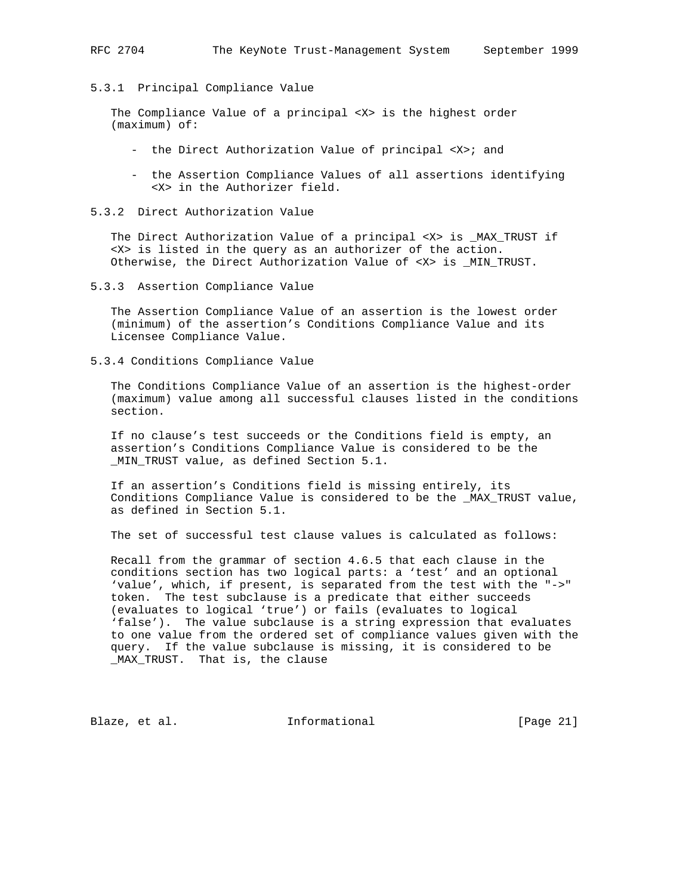### 5.3.1 Principal Compliance Value

The Compliance Value of a principal <X> is the highest order (maximum) of:

- the Direct Authorization Value of principal <X>; and
- the Assertion Compliance Values of all assertions identifying <X> in the Authorizer field.

### 5.3.2 Direct Authorization Value

The Direct Authorization Value of a principal <X> is _MAX_TRUST if <X> is listed in the query as an authorizer of the action. Otherwise, the Direct Authorization Value of <X> is _MIN_TRUST.

### 5.3.3 Assertion Compliance Value

The Assertion Compliance Value of an assertion is the lowest order (minimum) of the assertion's Conditions Compliance Value and its Licensee Compliance Value.

### 5.3.4 Conditions Compliance Value

The Conditions Compliance Value of an assertion is the highest-order (maximum) value among all successful clauses listed in the conditions section.

If no clause's test succeeds or the Conditions field is empty, an assertion's Conditions Compliance Value is considered to be the _MIN_TRUST value, as defined Section 5.1.

If an assertion's Conditions field is missing entirely, its Conditions Compliance Value is considered to be the _MAX_TRUST value, as defined in Section 5.1.

The set of successful test clause values is calculated as follows:

Recall from the grammar of section 4.6.5 that each clause in the conditions section has two logical parts: a 'test' and an optional 'value', which, if present, is separated from the test with the "->" token. The test subclause is a predicate that either succeeds (evaluates to logical 'true') or fails (evaluates to logical 'false'). The value subclause is a string expression that evaluates to one value from the ordered set of compliance values given with the query. If the value subclause is missing, it is considered to be _MAX_TRUST. That is, the clause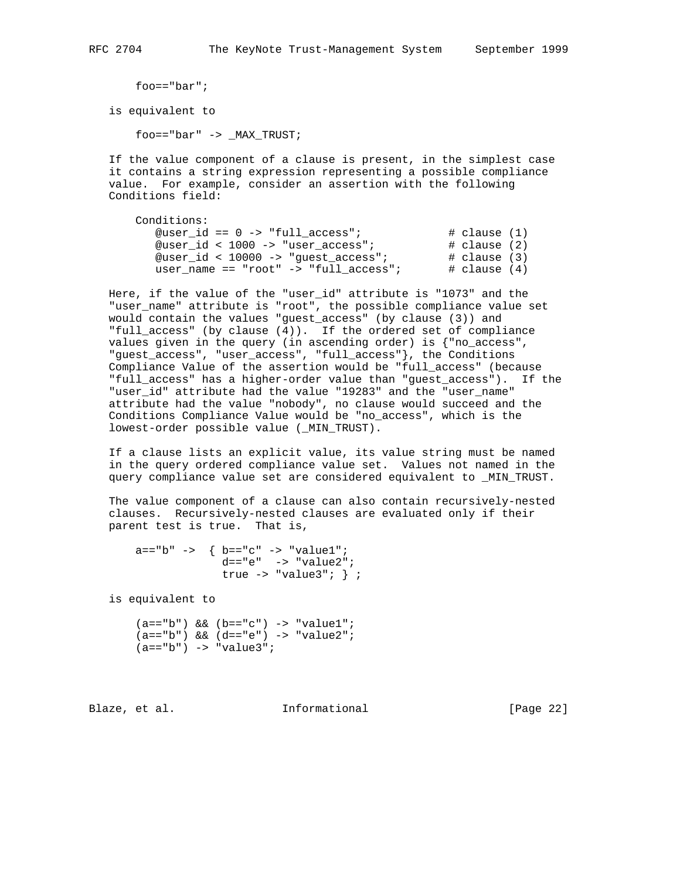```
foo=="bar";
```

is equivalent to

```
foo=="bar" -> _MAX_TRUST;
```

If the value component of a clause is present, in the simplest case it contains a string expression representing a possible compliance value. For example, consider an assertion with the following Conditions field:

```
Conditions:
   @user_id == 0 -> "full_access";             # clause (1)
   @user_id < 1000 -> "user_access";           # clause (2)
   @user_id < 10000 -> "guest_access";         # clause (3)
   user_name == "root" -> "full_access";       # clause (4)
```

Here, if the value of the "user_id" attribute is "1073" and the "user_name" attribute is "root", the possible compliance value set would contain the values "guest_access" (by clause (3)) and "full_access" (by clause (4)). If the ordered set of compliance values given in the query (in ascending order) is {"no_access", "guest_access", "user_access", "full_access"}, the Conditions Compliance Value of the assertion would be "full_access" (because "full_access" has a higher-order value than "guest_access"). If the "user_id" attribute had the value "19283" and the "user_name" attribute had the value "nobody", no clause would succeed and the Conditions Compliance Value would be "no_access", which is the lowest-order possible value (_MIN_TRUST).

If a clause lists an explicit value, its value string must be named in the query ordered compliance value set. Values not named in the query compliance value set are considered equivalent to _MIN_TRUST.

The value component of a clause can also contain recursively-nested clauses. Recursively-nested clauses are evaluated only if their parent test is true. That is,

```
a=="b" ->  { b=="c" -> "value1";
             d=="e"  -> "value2";
             true -> "value3"; } ;
```

is equivalent to

```
(a=="b") && (b=="c") -> "value1";
(a=="b") && (d=="e") -> "value2";
(a=="b") -> "value3";
```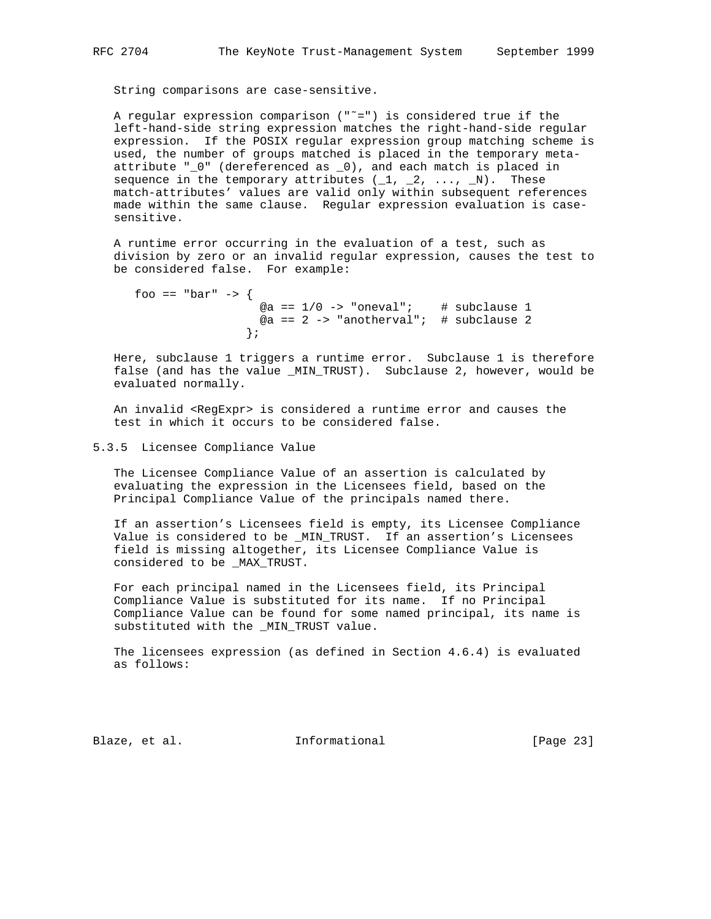String comparisons are case-sensitive.

A regular expression comparison ("~=") is considered true if the left-hand-side string expression matches the right-hand-side regular expression. If the POSIX regular expression group matching scheme is used, the number of groups matched is placed in the temporary meta-attribute "_0" (dereferenced as _0), and each match is placed in sequence in the temporary attributes (_1, _2, ..., _N). These match-attributes' values are valid only within subsequent references made within the same clause. Regular expression evaluation is case-sensitive.

A runtime error occurring in the evaluation of a test, such as division by zero or an invalid regular expression, causes the test to be considered false. For example:

```
foo == "bar" -> {
                  @a == 1/0 -> "oneval";    # subclause 1
                  @a == 2 -> "anotherval";  # subclause 2
                };
```

Here, subclause 1 triggers a runtime error. Subclause 1 is therefore false (and has the value _MIN_TRUST). Subclause 2, however, would be evaluated normally.

An invalid <RegExpr> is considered a runtime error and causes the test in which it occurs to be considered false.

### 5.3.5 Licensee Compliance Value

The Licensee Compliance Value of an assertion is calculated by evaluating the expression in the Licensees field, based on the Principal Compliance Value of the principals named there.

If an assertion's Licensees field is empty, its Licensee Compliance Value is considered to be _MIN_TRUST. If an assertion's Licensees field is missing altogether, its Licensee Compliance Value is considered to be _MAX_TRUST.

For each principal named in the Licensees field, its Principal Compliance Value is substituted for its name. If no Principal Compliance Value can be found for some named principal, its name is substituted with the _MIN_TRUST value.

The licensees expression (as defined in Section 4.6.4) is evaluated as follows: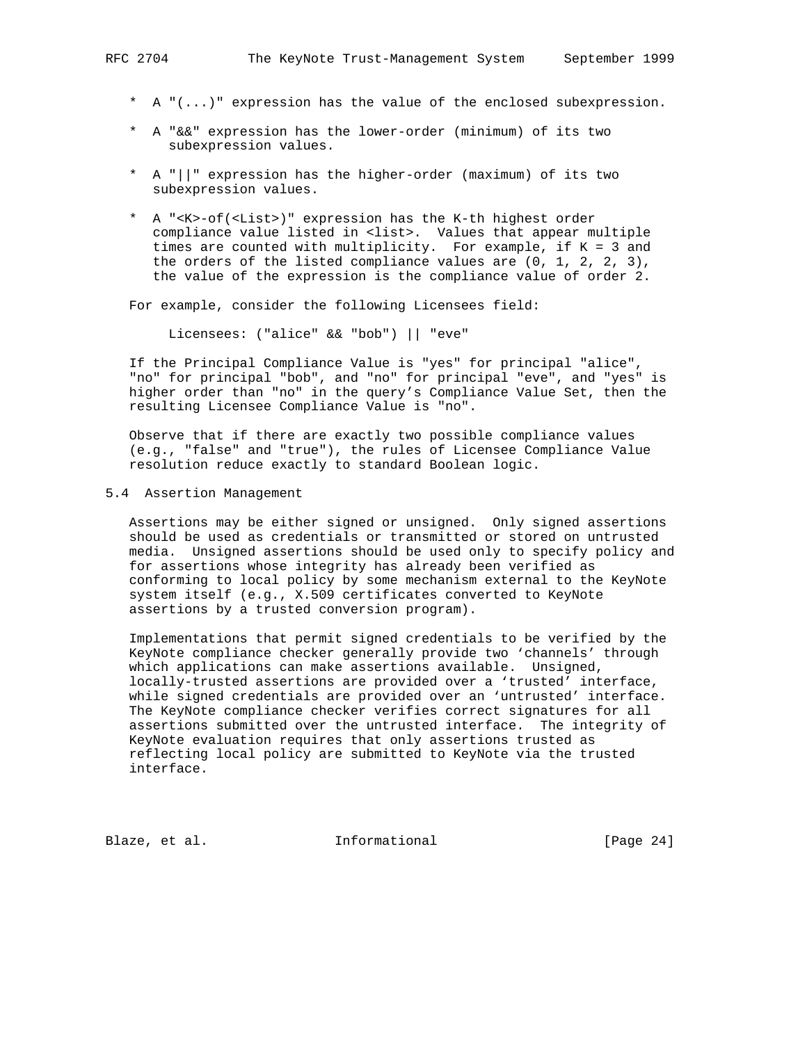* A "(...)" expression has the value of the enclosed subexpression.

* A "&&" expression has the lower-order (minimum) of its two subexpression values.

* A "||" expression has the higher-order (maximum) of its two subexpression values.

* A "<K>-of(<List>)" expression has the K-th highest order compliance value listed in <list>. Values that appear multiple times are counted with multiplicity. For example, if K = 3 and the orders of the listed compliance values are (0, 1, 2, 2, 3), the value of the expression is the compliance value of order 2.

For example, consider the following Licensees field:

```
Licensees: ("alice" && "bob") || "eve"
```

If the Principal Compliance Value is "yes" for principal "alice", "no" for principal "bob", and "no" for principal "eve", and "yes" is higher order than "no" in the query's Compliance Value Set, then the resulting Licensee Compliance Value is "no".

Observe that if there are exactly two possible compliance values (e.g., "false" and "true"), the rules of Licensee Compliance Value resolution reduce exactly to standard Boolean logic.

## 5.4 Assertion Management

Assertions may be either signed or unsigned. Only signed assertions should be used as credentials or transmitted or stored on untrusted media. Unsigned assertions should be used only to specify policy and for assertions whose integrity has already been verified as conforming to local policy by some mechanism external to the KeyNote system itself (e.g., X.509 certificates converted to KeyNote assertions by a trusted conversion program).

Implementations that permit signed credentials to be verified by the KeyNote compliance checker generally provide two 'channels' through which applications can make assertions available. Unsigned, locally-trusted assertions are provided over a 'trusted' interface, while signed credentials are provided over an 'untrusted' interface. The KeyNote compliance checker verifies correct signatures for all assertions submitted over the untrusted interface. The integrity of KeyNote evaluation requires that only assertions trusted as reflecting local policy are submitted to KeyNote via the trusted interface.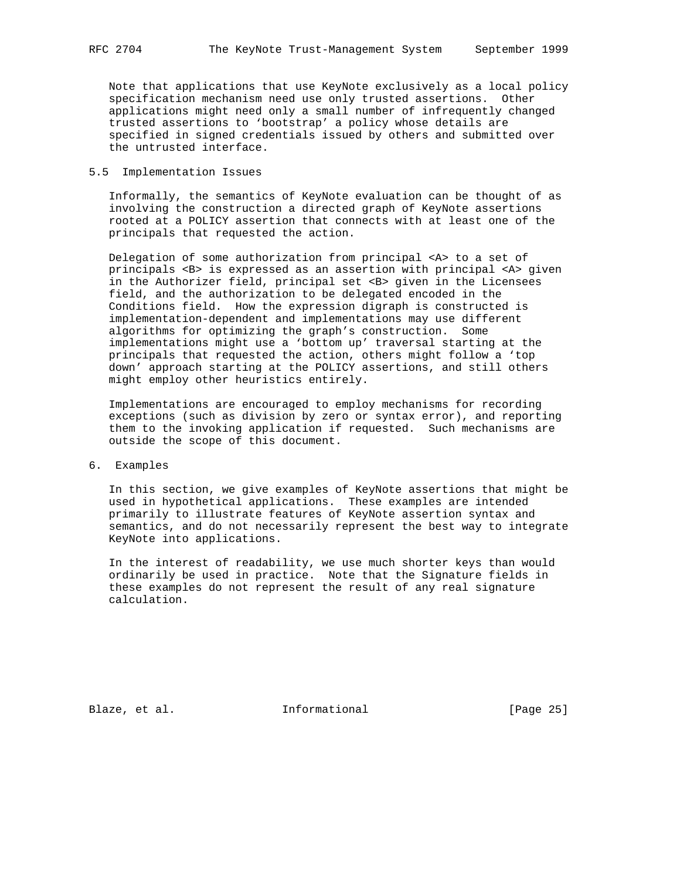Note that applications that use KeyNote exclusively as a local policy specification mechanism need use only trusted assertions. Other applications might need only a small number of infrequently changed trusted assertions to 'bootstrap' a policy whose details are specified in signed credentials issued by others and submitted over the untrusted interface.

## 5.5 Implementation Issues

Informally, the semantics of KeyNote evaluation can be thought of as involving the construction a directed graph of KeyNote assertions rooted at a POLICY assertion that connects with at least one of the principals that requested the action.

Delegation of some authorization from principal <A> to a set of principals <B> is expressed as an assertion with principal <A> given in the Authorizer field, principal set <B> given in the Licensees field, and the authorization to be delegated encoded in the Conditions field. How the expression digraph is constructed is implementation-dependent and implementations may use different algorithms for optimizing the graph's construction. Some implementations might use a 'bottom up' traversal starting at the principals that requested the action, others might follow a 'top down' approach starting at the POLICY assertions, and still others might employ other heuristics entirely.

Implementations are encouraged to employ mechanisms for recording exceptions (such as division by zero or syntax error), and reporting them to the invoking application if requested. Such mechanisms are outside the scope of this document.

# 6. Examples

In this section, we give examples of KeyNote assertions that might be used in hypothetical applications. These examples are intended primarily to illustrate features of KeyNote assertion syntax and semantics, and do not necessarily represent the best way to integrate KeyNote into applications.

In the interest of readability, we use much shorter keys than would ordinarily be used in practice. Note that the Signature fields in these examples do not represent the result of any real signature calculation.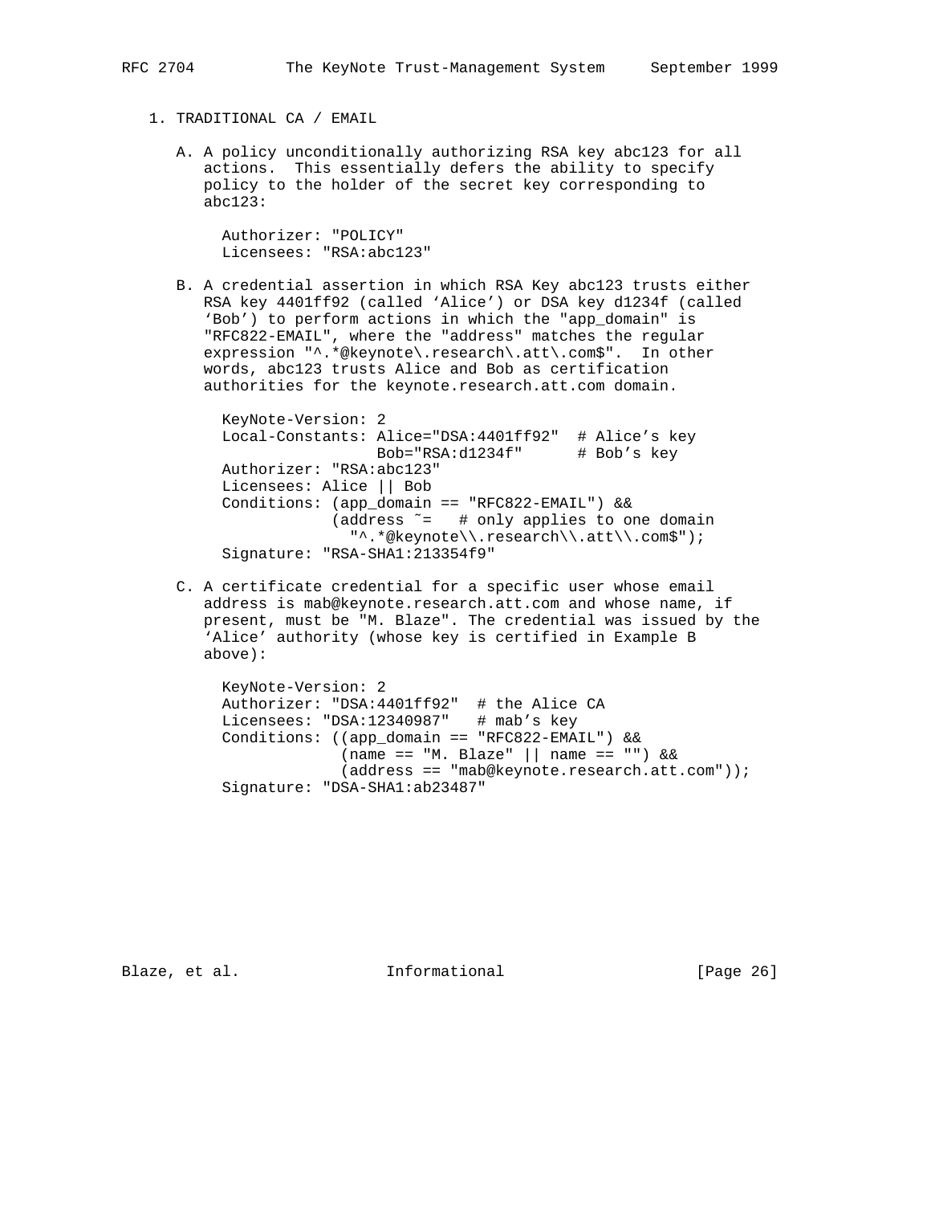1. TRADITIONAL CA / EMAIL

   A. A policy unconditionally authorizing RSA key abc123 for all actions. This essentially defers the ability to specify policy to the holder of the secret key corresponding to abc123:

```
Authorizer: "POLICY"
Licensees: "RSA:abc123"
```

   B. A credential assertion in which RSA Key abc123 trusts either RSA key 4401ff92 (called 'Alice') or DSA key d1234f (called 'Bob') to perform actions in which the "app_domain" is "RFC822-EMAIL", where the "address" matches the regular expression "^.*@keynote\.research\.att\.com$". In other words, abc123 trusts Alice and Bob as certification authorities for the keynote.research.att.com domain.

```
KeyNote-Version: 2
Local-Constants: Alice="DSA:4401ff92"  # Alice's key
                 Bob="RSA:d1234f"      # Bob's key
Authorizer: "RSA:abc123"
Licensees: Alice || Bob
Conditions: (app_domain == "RFC822-EMAIL") &&
            (address ~=   # only applies to one domain
              "^.*@keynote\\.research\\.att\\.com$");
Signature: "RSA-SHA1:213354f9"
```

   C. A certificate credential for a specific user whose email address is mab@keynote.research.att.com and whose name, if present, must be "M. Blaze". The credential was issued by the 'Alice' authority (whose key is certified in Example B above):

```
KeyNote-Version: 2
Authorizer: "DSA:4401ff92"  # the Alice CA
Licensees: "DSA:12340987"   # mab's key
Conditions: ((app_domain == "RFC822-EMAIL") &&
             (name == "M. Blaze" || name == "") &&
             (address == "mab@keynote.research.att.com"));
Signature: "DSA-SHA1:ab23487"
```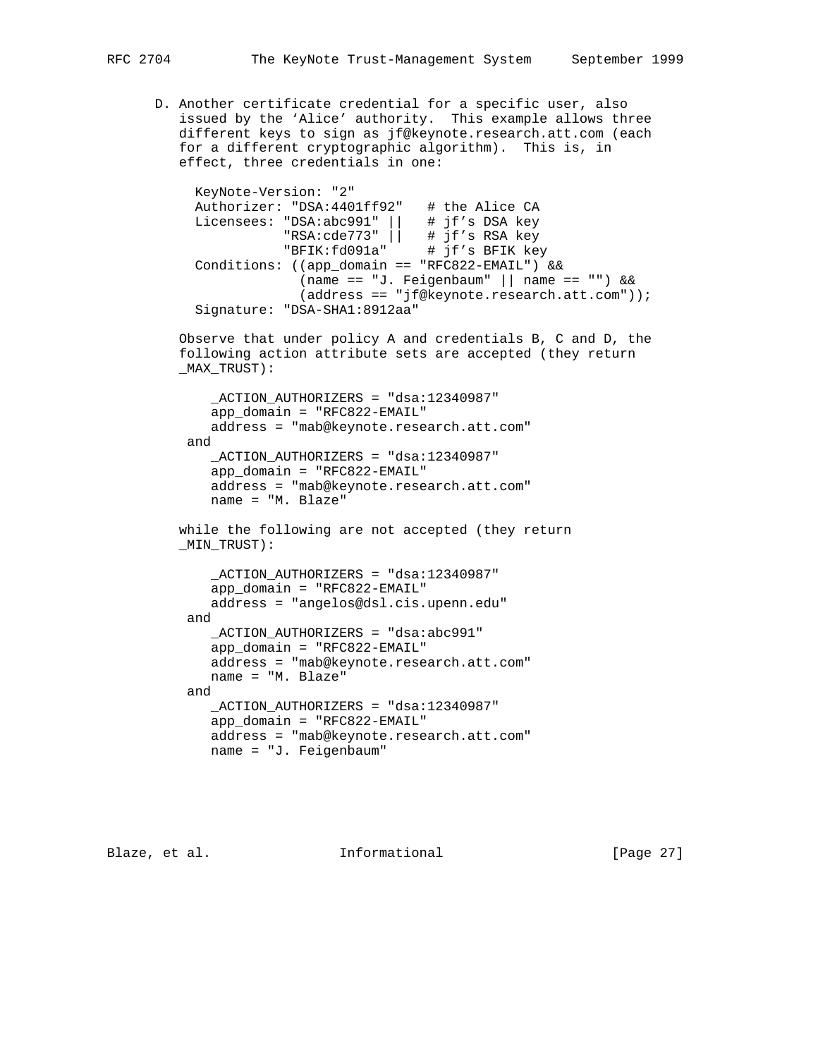D. Another certificate credential for a specific user, also issued by the 'Alice' authority. This example allows three different keys to sign as jf@keynote.research.att.com (each for a different cryptographic algorithm). This is, in effect, three credentials in one:

```
KeyNote-Version: "2"
Authorizer: "DSA:4401ff92"   # the Alice CA
Licensees: "DSA:abc991" ||   # jf's DSA key
           "RSA:cde773" ||   # jf's RSA key
           "BFIK:fd091a"     # jf's BFIK key
Conditions: ((app_domain == "RFC822-EMAIL") &&
             (name == "J. Feigenbaum" || name == "") &&
             (address == "jf@keynote.research.att.com"));
Signature: "DSA-SHA1:8912aa"
```

Observe that under policy A and credentials B, C and D, the following action attribute sets are accepted (they return _MAX_TRUST):

```
   _ACTION_AUTHORIZERS = "dsa:12340987"
   app_domain = "RFC822-EMAIL"
   address = "mab@keynote.research.att.com"
and
   _ACTION_AUTHORIZERS = "dsa:12340987"
   app_domain = "RFC822-EMAIL"
   address = "mab@keynote.research.att.com"
   name = "M. Blaze"
```

while the following are not accepted (they return _MIN_TRUST):

```
   _ACTION_AUTHORIZERS = "dsa:12340987"
   app_domain = "RFC822-EMAIL"
   address = "angelos@dsl.cis.upenn.edu"
and
   _ACTION_AUTHORIZERS = "dsa:abc991"
   app_domain = "RFC822-EMAIL"
   address = "mab@keynote.research.att.com"
   name = "M. Blaze"
and
   _ACTION_AUTHORIZERS = "dsa:12340987"
   app_domain = "RFC822-EMAIL"
   address = "mab@keynote.research.att.com"
   name = "J. Feigenbaum"
```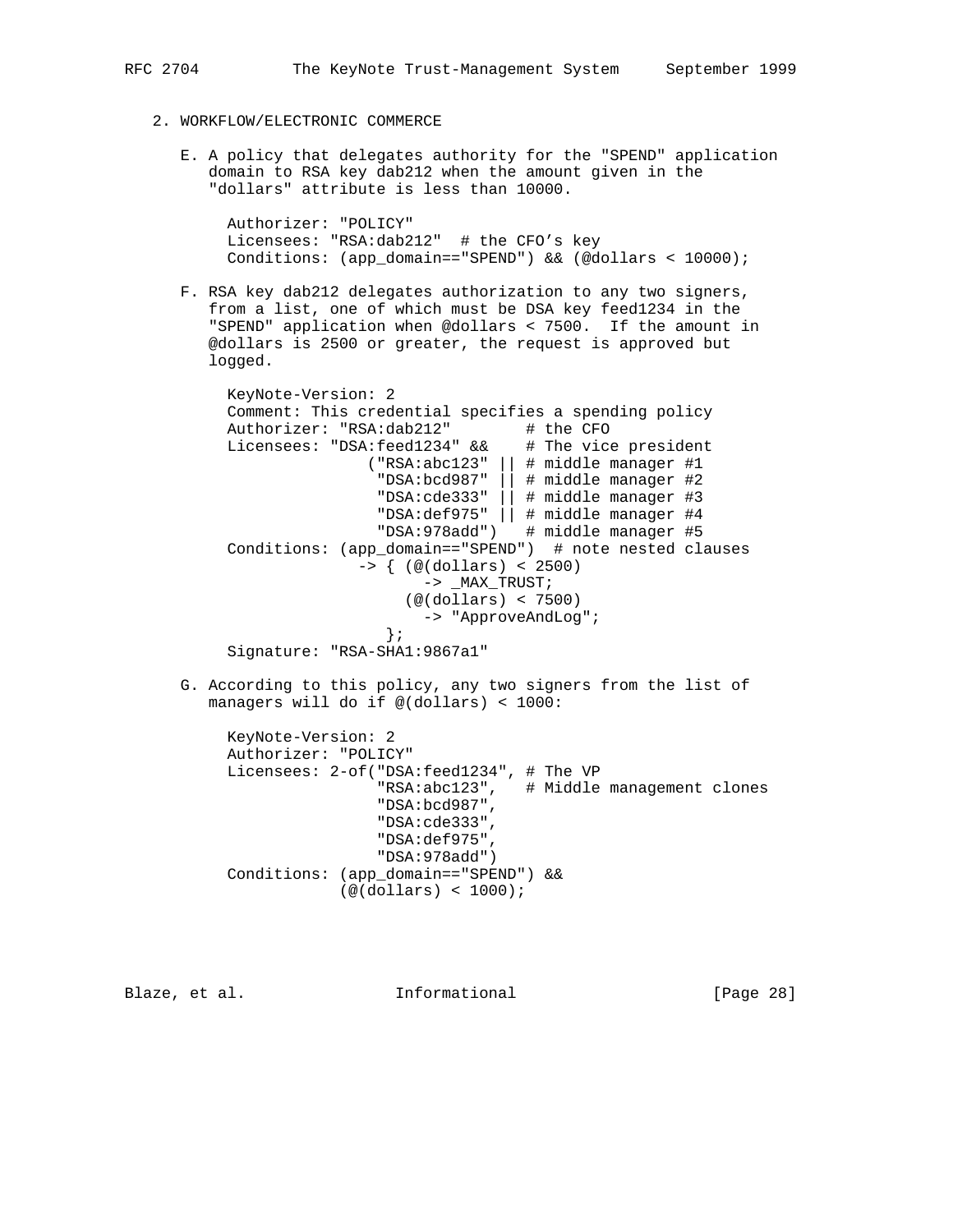2. WORKFLOW/ELECTRONIC COMMERCE

E. A policy that delegates authority for the "SPEND" application domain to RSA key dab212 when the amount given in the "dollars" attribute is less than 10000.

```
Authorizer: "POLICY"
Licensees: "RSA:dab212"  # the CFO's key
Conditions: (app_domain=="SPEND") && (@dollars < 10000);
```

F. RSA key dab212 delegates authorization to any two signers, from a list, one of which must be DSA key feed1234 in the "SPEND" application when @dollars < 7500. If the amount in @dollars is 2500 or greater, the request is approved but logged.

```
KeyNote-Version: 2
Comment: This credential specifies a spending policy
Authorizer: "RSA:dab212"        # the CFO
Licensees: "DSA:feed1234" &&    # The vice president
               ("RSA:abc123" || # middle manager #1
                "DSA:bcd987" || # middle manager #2
                "DSA:cde333" || # middle manager #3
                "DSA:def975" || # middle manager #4
                "DSA:978add")   # middle manager #5
Conditions: (app_domain=="SPEND")  # note nested clauses
              -> { (@(dollars) < 2500)
                     -> _MAX_TRUST;
                   (@(dollars) < 7500)
                     -> "ApproveAndLog";
                 };
Signature: "RSA-SHA1:9867a1"
```

G. According to this policy, any two signers from the list of managers will do if @(dollars) < 1000:

```
KeyNote-Version: 2
Authorizer: "POLICY"
Licensees: 2-of("DSA:feed1234", # The VP
                "RSA:abc123",   # Middle management clones
                "DSA:bcd987",
                "DSA:cde333",
                "DSA:def975",
                "DSA:978add")
Conditions: (app_domain=="SPEND") &&
             (@(dollars) < 1000);
```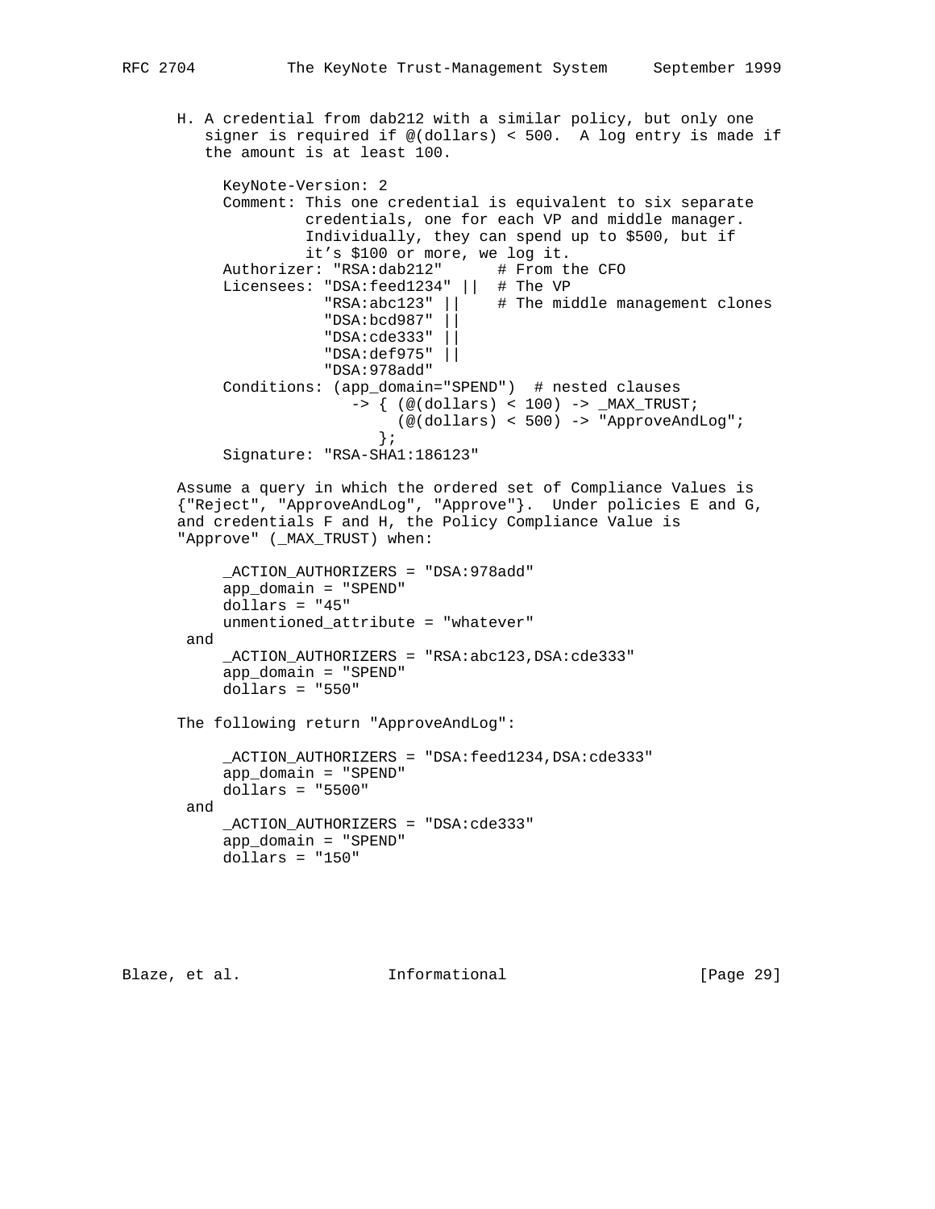H. A credential from dab212 with a similar policy, but only one signer is required if @(dollars) < 500. A log entry is made if the amount is at least 100.

```
KeyNote-Version: 2
Comment: This one credential is equivalent to six separate
         credentials, one for each VP and middle manager.
         Individually, they can spend up to $500, but if
         it's $100 or more, we log it.
Authorizer: "RSA:dab212"      # From the CFO
Licensees: "DSA:feed1234" ||  # The VP
           "RSA:abc123" ||    # The middle management clones
           "DSA:bcd987" ||
           "DSA:cde333" ||
           "DSA:def975" ||
           "DSA:978add"
Conditions: (app_domain="SPEND")  # nested clauses
              -> { (@(dollars) < 100) -> _MAX_TRUST;
                   (@(dollars) < 500) -> "ApproveAndLog";
                 };
Signature: "RSA-SHA1:186123"
```

Assume a query in which the ordered set of Compliance Values is {"Reject", "ApproveAndLog", "Approve"}. Under policies E and G, and credentials F and H, the Policy Compliance Value is "Approve" (_MAX_TRUST) when:

```
     _ACTION_AUTHORIZERS = "DSA:978add"
     app_domain = "SPEND"
     dollars = "45"
     unmentioned_attribute = "whatever"
 and
     _ACTION_AUTHORIZERS = "RSA:abc123,DSA:cde333"
     app_domain = "SPEND"
     dollars = "550"
```

The following return "ApproveAndLog":

```
     _ACTION_AUTHORIZERS = "DSA:feed1234,DSA:cde333"
     app_domain = "SPEND"
     dollars = "5500"
 and
     _ACTION_AUTHORIZERS = "DSA:cde333"
     app_domain = "SPEND"
     dollars = "150"
```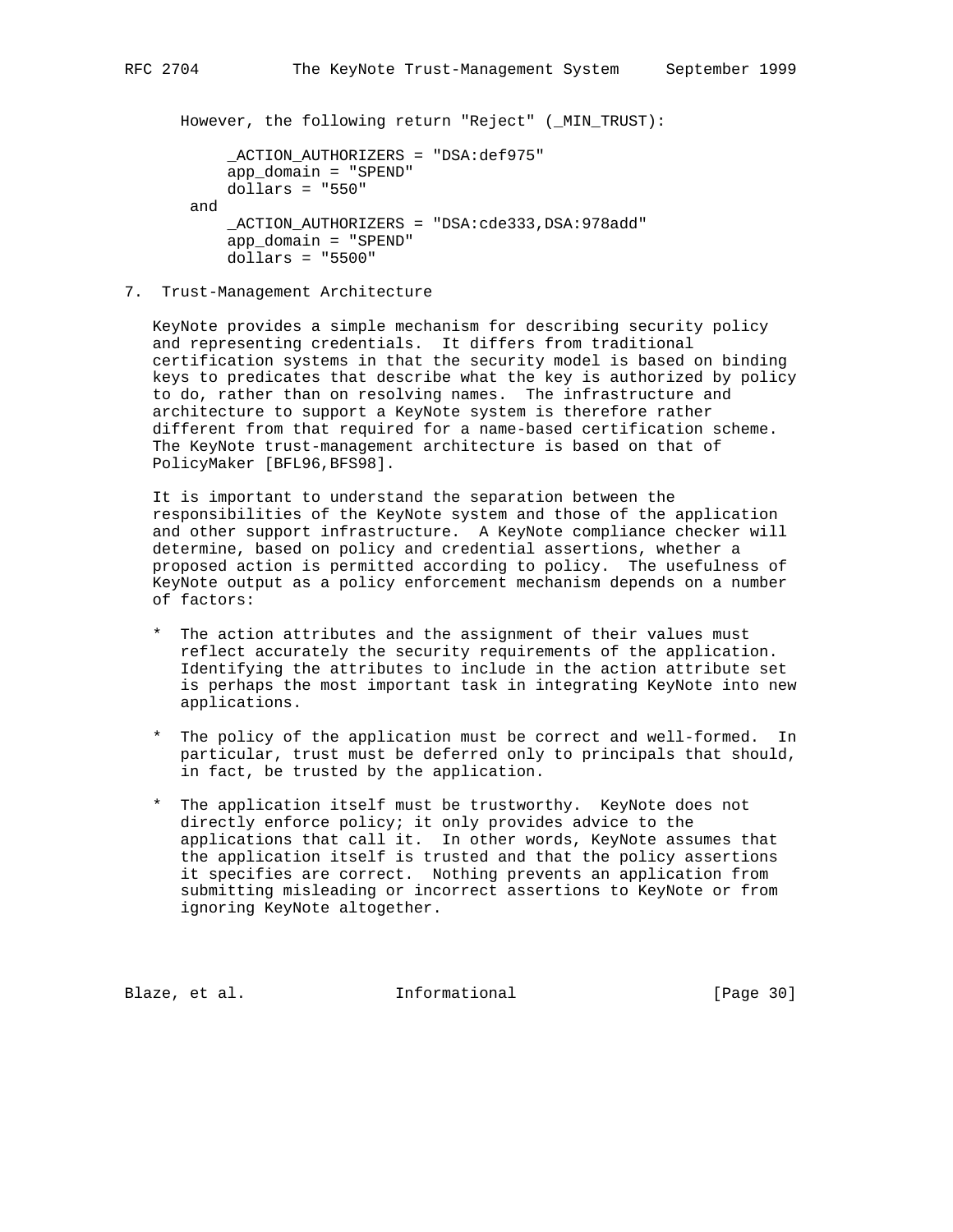However, the following return "Reject" (_MIN_TRUST):

```
     _ACTION_AUTHORIZERS = "DSA:def975"
     app_domain = "SPEND"
     dollars = "550"
 and
     _ACTION_AUTHORIZERS = "DSA:cde333,DSA:978add"
     app_domain = "SPEND"
     dollars = "5500"
```

## 7. Trust-Management Architecture

KeyNote provides a simple mechanism for describing security policy and representing credentials. It differs from traditional certification systems in that the security model is based on binding keys to predicates that describe what the key is authorized by policy to do, rather than on resolving names. The infrastructure and architecture to support a KeyNote system is therefore rather different from that required for a name-based certification scheme. The KeyNote trust-management architecture is based on that of PolicyMaker [BFL96,BFS98].

It is important to understand the separation between the responsibilities of the KeyNote system and those of the application and other support infrastructure. A KeyNote compliance checker will determine, based on policy and credential assertions, whether a proposed action is permitted according to policy. The usefulness of KeyNote output as a policy enforcement mechanism depends on a number of factors:

* The action attributes and the assignment of their values must reflect accurately the security requirements of the application. Identifying the attributes to include in the action attribute set is perhaps the most important task in integrating KeyNote into new applications.

* The policy of the application must be correct and well-formed. In particular, trust must be deferred only to principals that should, in fact, be trusted by the application.

* The application itself must be trustworthy. KeyNote does not directly enforce policy; it only provides advice to the applications that call it. In other words, KeyNote assumes that the application itself is trusted and that the policy assertions it specifies are correct. Nothing prevents an application from submitting misleading or incorrect assertions to KeyNote or from ignoring KeyNote altogether.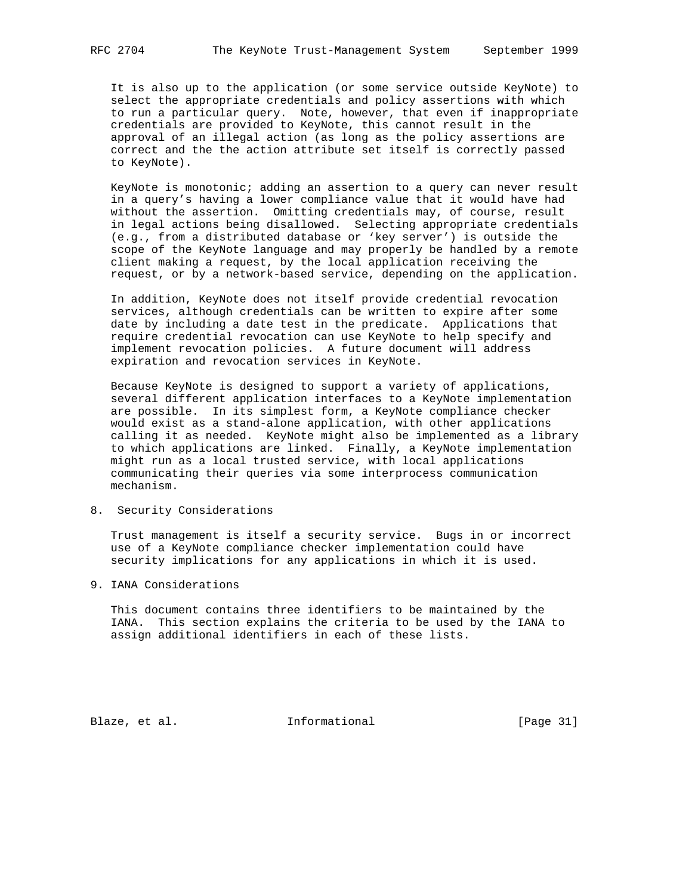It is also up to the application (or some service outside KeyNote) to select the appropriate credentials and policy assertions with which to run a particular query. Note, however, that even if inappropriate credentials are provided to KeyNote, this cannot result in the approval of an illegal action (as long as the policy assertions are correct and the the action attribute set itself is correctly passed to KeyNote).

KeyNote is monotonic; adding an assertion to a query can never result in a query's having a lower compliance value that it would have had without the assertion. Omitting credentials may, of course, result in legal actions being disallowed. Selecting appropriate credentials (e.g., from a distributed database or 'key server') is outside the scope of the KeyNote language and may properly be handled by a remote client making a request, by the local application receiving the request, or by a network-based service, depending on the application.

In addition, KeyNote does not itself provide credential revocation services, although credentials can be written to expire after some date by including a date test in the predicate. Applications that require credential revocation can use KeyNote to help specify and implement revocation policies. A future document will address expiration and revocation services in KeyNote.

Because KeyNote is designed to support a variety of applications, several different application interfaces to a KeyNote implementation are possible. In its simplest form, a KeyNote compliance checker would exist as a stand-alone application, with other applications calling it as needed. KeyNote might also be implemented as a library to which applications are linked. Finally, a KeyNote implementation might run as a local trusted service, with local applications communicating their queries via some interprocess communication mechanism.

## 8. Security Considerations

Trust management is itself a security service. Bugs in or incorrect use of a KeyNote compliance checker implementation could have security implications for any applications in which it is used.

## 9. IANA Considerations

This document contains three identifiers to be maintained by the IANA. This section explains the criteria to be used by the IANA to assign additional identifiers in each of these lists.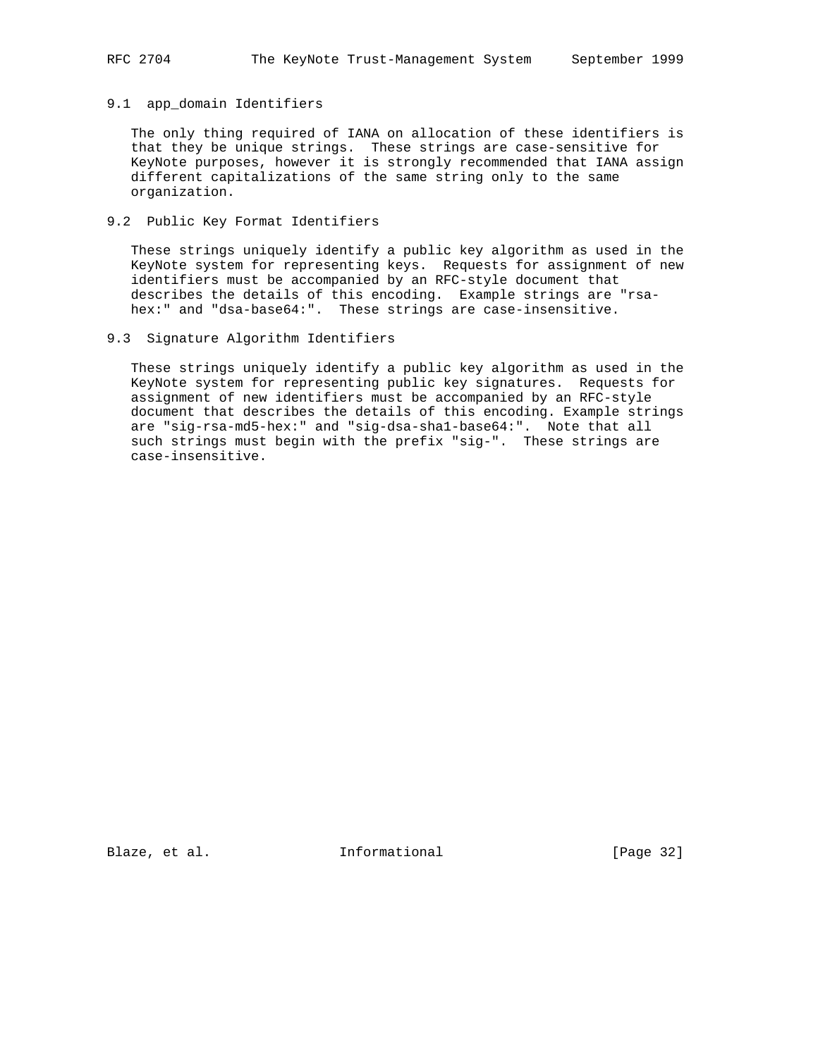### 9.1 app_domain Identifiers

The only thing required of IANA on allocation of these identifiers is that they be unique strings. These strings are case-sensitive for KeyNote purposes, however it is strongly recommended that IANA assign different capitalizations of the same string only to the same organization.

### 9.2 Public Key Format Identifiers

These strings uniquely identify a public key algorithm as used in the KeyNote system for representing keys. Requests for assignment of new identifiers must be accompanied by an RFC-style document that describes the details of this encoding. Example strings are "rsa-hex:" and "dsa-base64:". These strings are case-insensitive.

### 9.3 Signature Algorithm Identifiers

These strings uniquely identify a public key algorithm as used in the KeyNote system for representing public key signatures. Requests for assignment of new identifiers must be accompanied by an RFC-style document that describes the details of this encoding. Example strings are "sig-rsa-md5-hex:" and "sig-dsa-sha1-base64:". Note that all such strings must begin with the prefix "sig-". These strings are case-insensitive.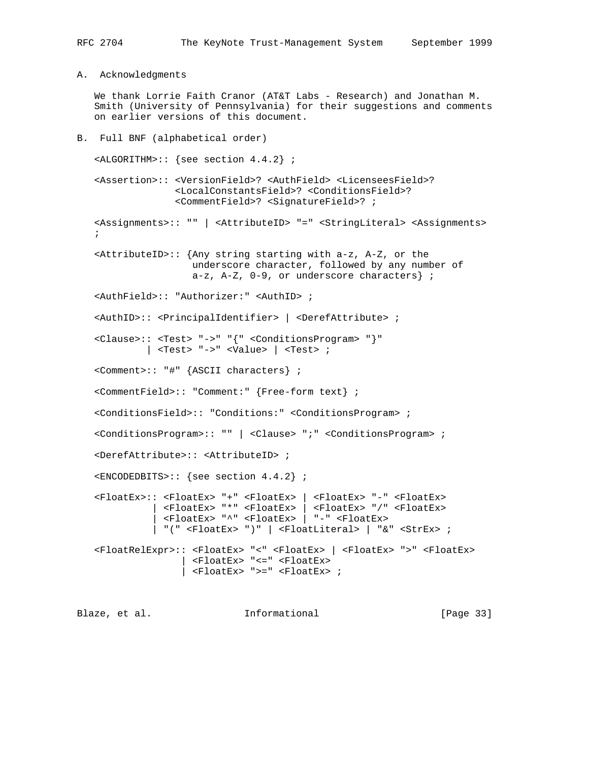## A. Acknowledgments

We thank Lorrie Faith Cranor (AT&T Labs - Research) and Jonathan M. Smith (University of Pennsylvania) for their suggestions and comments on earlier versions of this document.

## B. Full BNF (alphabetical order)

```
<ALGORITHM>:: {see section 4.4.2} ;

<Assertion>:: <VersionField>? <AuthField> <LicenseesField>?
              <LocalConstantsField>? <ConditionsField>?
              <CommentField>? <SignatureField>? ;

<Assignments>:: "" | <AttributeID> "=" <StringLiteral> <Assignments>
;

<AttributeID>:: {Any string starting with a-z, A-Z, or the
                 underscore character, followed by any number of
                 a-z, A-Z, 0-9, or underscore characters} ;

<AuthField>:: "Authorizer:" <AuthID> ;

<AuthID>:: <PrincipalIdentifier> | <DerefAttribute> ;

<Clause>:: <Test> "->" "{" <ConditionsProgram> "}"
         | <Test> "->" <Value> | <Test> ;

<Comment>:: "#" {ASCII characters} ;

<CommentField>:: "Comment:" {Free-form text} ;

<ConditionsField>:: "Conditions:" <ConditionsProgram> ;

<ConditionsProgram>:: "" | <Clause> ";" <ConditionsProgram> ;

<DerefAttribute>:: <AttributeID> ;

<ENCODEDBITS>:: {see section 4.4.2} ;

<FloatEx>:: <FloatEx> "+" <FloatEx> | <FloatEx> "-" <FloatEx>
          | <FloatEx> "*" <FloatEx> | <FloatEx> "/" <FloatEx>
          | <FloatEx> "^" <FloatEx> | "-" <FloatEx>
          | "(" <FloatEx> ")" | <FloatLiteral> | "&" <StrEx> ;

<FloatRelExpr>:: <FloatEx> "<" <FloatEx> | <FloatEx> ">" <FloatEx>
               | <FloatEx> "<=" <FloatEx>
               | <FloatEx> ">=" <FloatEx> ;
```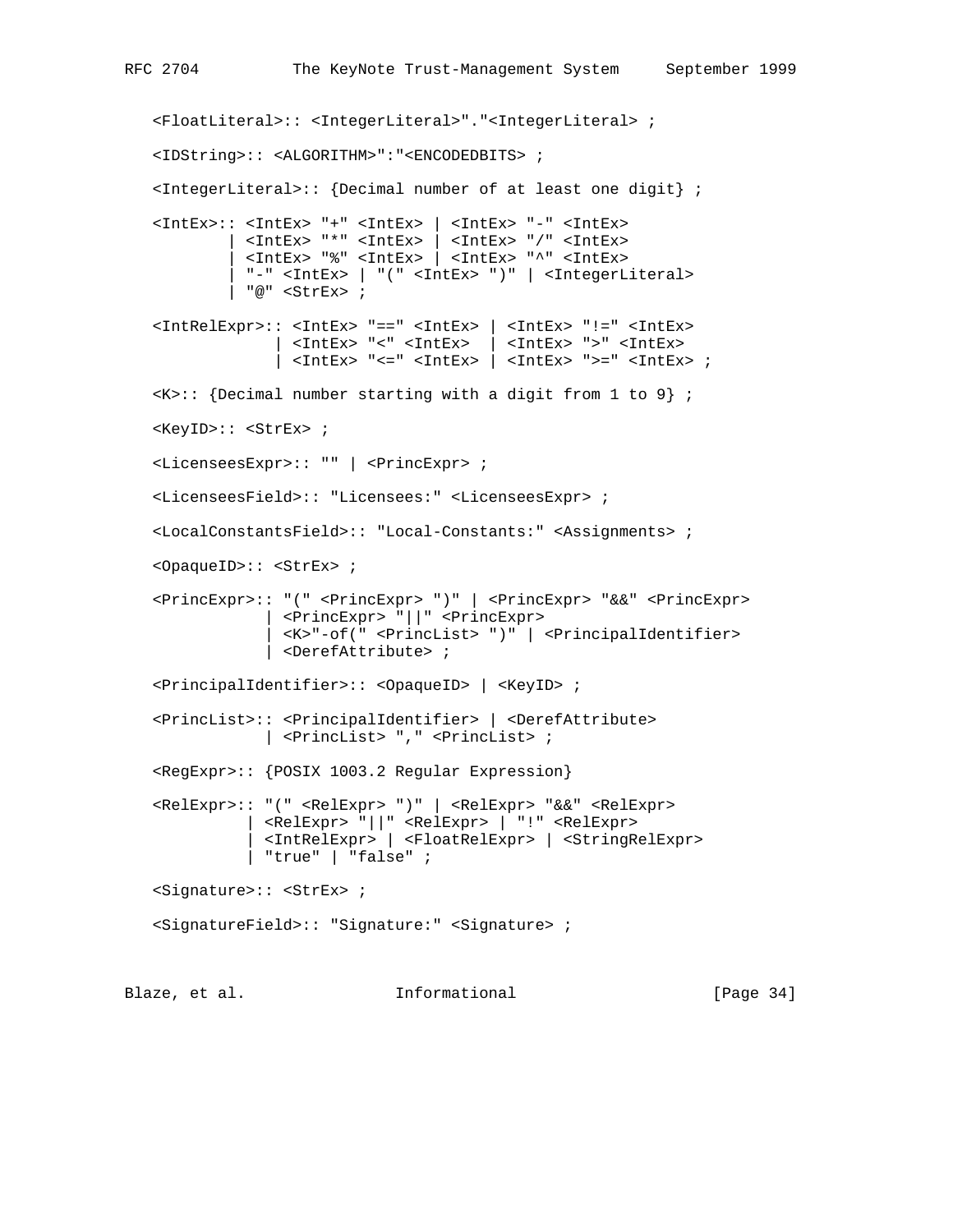```
   <FloatLiteral>:: <IntegerLiteral>"."<IntegerLiteral> ;

   <IDString>:: <ALGORITHM>":"<ENCODEDBITS> ;

   <IntegerLiteral>:: {Decimal number of at least one digit} ;

   <IntEx>:: <IntEx> "+" <IntEx> | <IntEx> "-" <IntEx>
           | <IntEx> "*" <IntEx> | <IntEx> "/" <IntEx>
           | <IntEx> "%" <IntEx> | <IntEx> "^" <IntEx>
           | "-" <IntEx> | "(" <IntEx> ")" | <IntegerLiteral>
           | "@" <StrEx> ;

   <IntRelExpr>:: <IntEx> "==" <IntEx> | <IntEx> "!=" <IntEx>
                | <IntEx> "<" <IntEx>  | <IntEx> ">" <IntEx>
                | <IntEx> "<=" <IntEx> | <IntEx> ">=" <IntEx> ;

   <K>:: {Decimal number starting with a digit from 1 to 9} ;

   <KeyID>:: <StrEx> ;

   <LicenseesExpr>:: "" | <PrincExpr> ;

   <LicenseesField>:: "Licensees:" <LicenseesExpr> ;

   <LocalConstantsField>:: "Local-Constants:" <Assignments> ;

   <OpaqueID>:: <StrEx> ;

   <PrincExpr>:: "(" <PrincExpr> ")" | <PrincExpr> "&&" <PrincExpr>
               | <PrincExpr> "||" <PrincExpr>
               | <K>"-of(" <PrincList> ")" | <PrincipalIdentifier>
               | <DerefAttribute> ;

   <PrincipalIdentifier>:: <OpaqueID> | <KeyID> ;

   <PrincList>:: <PrincipalIdentifier> | <DerefAttribute>
               | <PrincList> "," <PrincList> ;

   <RegExpr>:: {POSIX 1003.2 Regular Expression}

   <RelExpr>:: "(" <RelExpr> ")" | <RelExpr> "&&" <RelExpr>
             | <RelExpr> "||" <RelExpr> | "!" <RelExpr>
             | <IntRelExpr> | <FloatRelExpr> | <StringRelExpr>
             | "true" | "false" ;

   <Signature>:: <StrEx> ;

   <SignatureField>:: "Signature:" <Signature> ;
```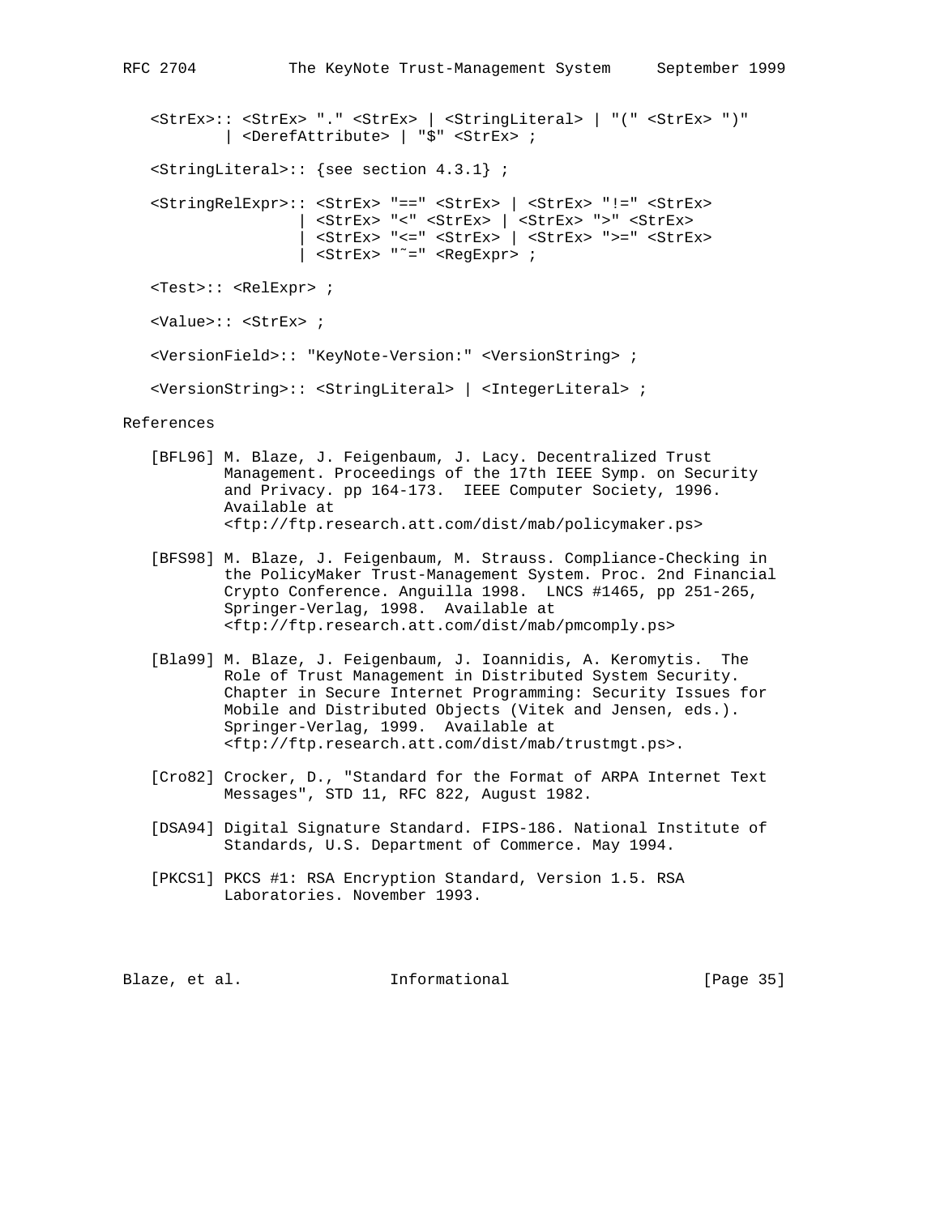```
<StrEx>:: <StrEx> "." <StrEx> | <StringLiteral> | "(" <StrEx> ")"
        | <DerefAttribute> | "$" <StrEx> ;

<StringLiteral>:: {see section 4.3.1} ;

<StringRelExpr>:: <StrEx> "==" <StrEx> | <StrEx> "!=" <StrEx>
                | <StrEx> "<" <StrEx> | <StrEx> ">" <StrEx>
                | <StrEx> "<=" <StrEx> | <StrEx> ">=" <StrEx>
                | <StrEx> "~=" <RegExpr> ;

<Test>:: <RelExpr> ;

<Value>:: <StrEx> ;

<VersionField>:: "KeyNote-Version:" <VersionString> ;

<VersionString>:: <StringLiteral> | <IntegerLiteral> ;
```

## References

[BFL96] M. Blaze, J. Feigenbaum, J. Lacy. Decentralized Trust Management. Proceedings of the 17th IEEE Symp. on Security and Privacy. pp 164-173. IEEE Computer Society, 1996. Available at <ftp://ftp.research.att.com/dist/mab/policymaker.ps>

[BFS98] M. Blaze, J. Feigenbaum, M. Strauss. Compliance-Checking in the PolicyMaker Trust-Management System. Proc. 2nd Financial Crypto Conference. Anguilla 1998. LNCS #1465, pp 251-265, Springer-Verlag, 1998. Available at <ftp://ftp.research.att.com/dist/mab/pmcomply.ps>

[Bla99] M. Blaze, J. Feigenbaum, J. Ioannidis, A. Keromytis. The Role of Trust Management in Distributed System Security. Chapter in Secure Internet Programming: Security Issues for Mobile and Distributed Objects (Vitek and Jensen, eds.). Springer-Verlag, 1999. Available at <ftp://ftp.research.att.com/dist/mab/trustmgt.ps>.

[Cro82] Crocker, D., "Standard for the Format of ARPA Internet Text Messages", STD 11, RFC 822, August 1982.

[DSA94] Digital Signature Standard. FIPS-186. National Institute of Standards, U.S. Department of Commerce. May 1994.

[PKCS1] PKCS #1: RSA Encryption Standard, Version 1.5. RSA Laboratories. November 1993.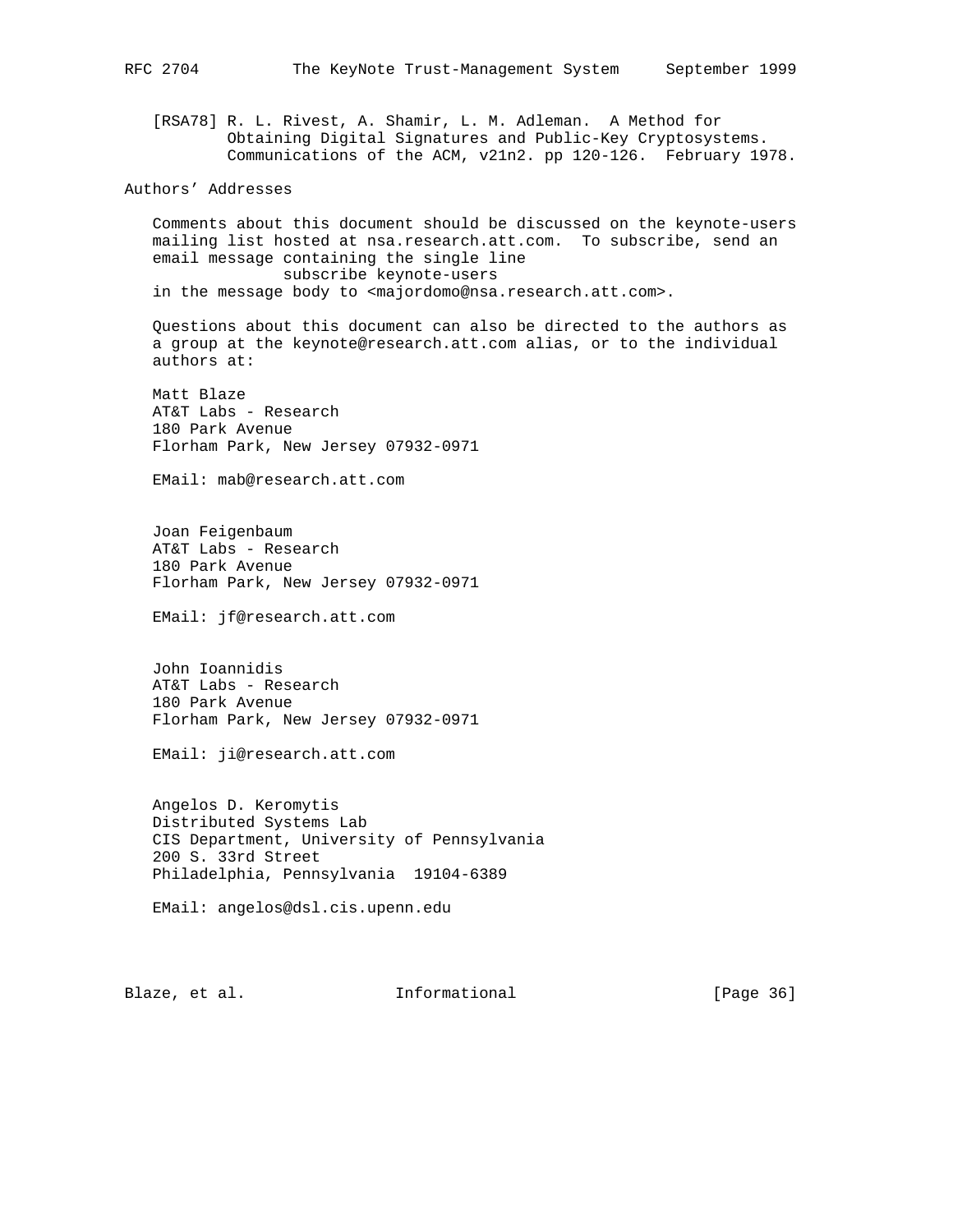[RSA78] R. L. Rivest, A. Shamir, L. M. Adleman. A Method for Obtaining Digital Signatures and Public-Key Cryptosystems. Communications of the ACM, v21n2. pp 120-126. February 1978.

## Authors' Addresses

Comments about this document should be discussed on the keynote-users mailing list hosted at nsa.research.att.com. To subscribe, send an email message containing the single line

```
subscribe keynote-users
```

in the message body to <majordomo@nsa.research.att.com>.

Questions about this document can also be directed to the authors as a group at the keynote@research.att.com alias, or to the individual authors at:

Matt Blaze
AT&T Labs - Research
180 Park Avenue
Florham Park, New Jersey 07932-0971

EMail: mab@research.att.com

Joan Feigenbaum
AT&T Labs - Research
180 Park Avenue
Florham Park, New Jersey 07932-0971

EMail: jf@research.att.com

John Ioannidis
AT&T Labs - Research
180 Park Avenue
Florham Park, New Jersey 07932-0971

EMail: ji@research.att.com

Angelos D. Keromytis
Distributed Systems Lab
CIS Department, University of Pennsylvania
200 S. 33rd Street
Philadelphia, Pennsylvania 19104-6389

EMail: angelos@dsl.cis.upenn.edu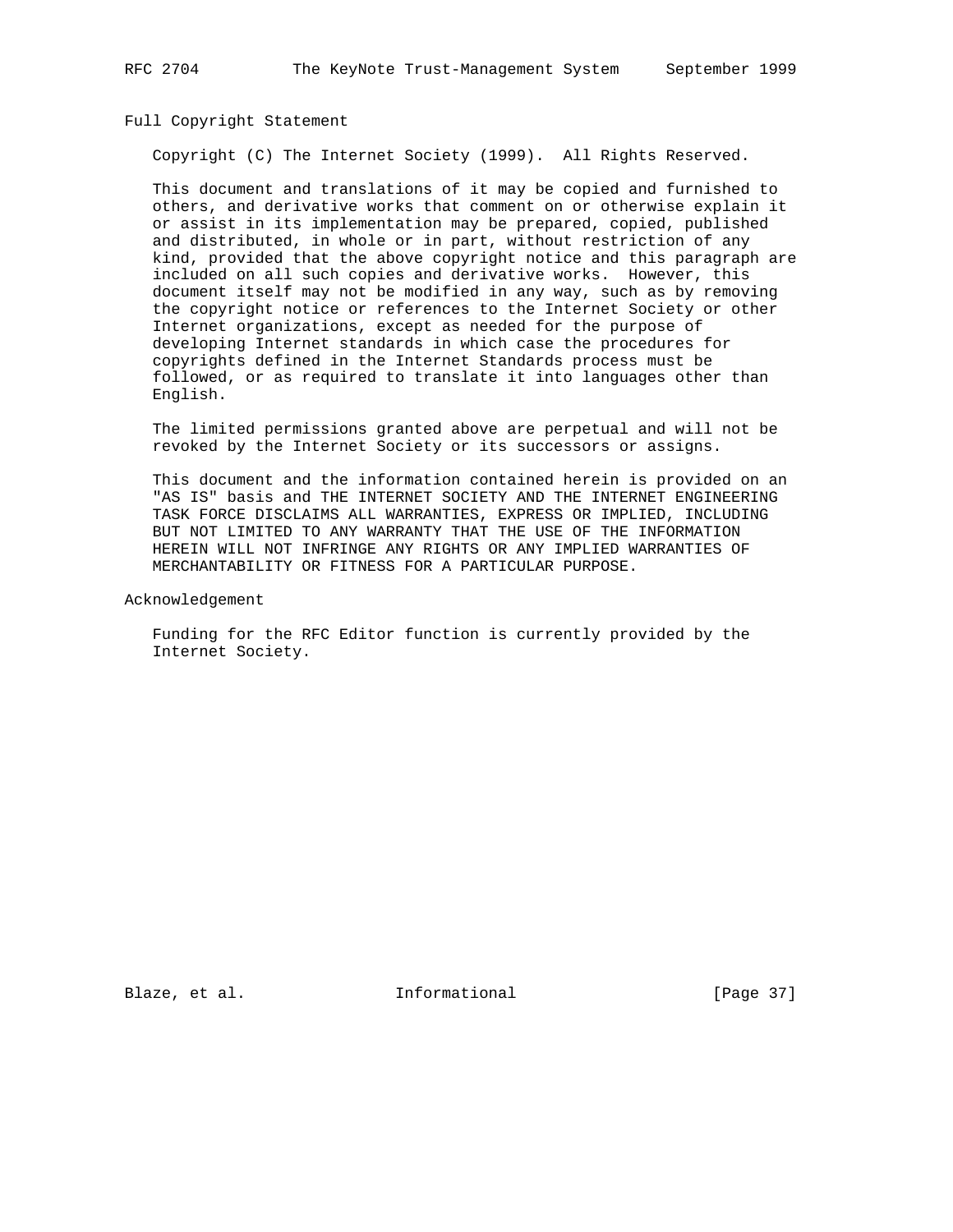## Full Copyright Statement

Copyright (C) The Internet Society (1999). All Rights Reserved.

This document and translations of it may be copied and furnished to others, and derivative works that comment on or otherwise explain it or assist in its implementation may be prepared, copied, published and distributed, in whole or in part, without restriction of any kind, provided that the above copyright notice and this paragraph are included on all such copies and derivative works. However, this document itself may not be modified in any way, such as by removing the copyright notice or references to the Internet Society or other Internet organizations, except as needed for the purpose of developing Internet standards in which case the procedures for copyrights defined in the Internet Standards process must be followed, or as required to translate it into languages other than English.

The limited permissions granted above are perpetual and will not be revoked by the Internet Society or its successors or assigns.

This document and the information contained herein is provided on an "AS IS" basis and THE INTERNET SOCIETY AND THE INTERNET ENGINEERING TASK FORCE DISCLAIMS ALL WARRANTIES, EXPRESS OR IMPLIED, INCLUDING BUT NOT LIMITED TO ANY WARRANTY THAT THE USE OF THE INFORMATION HEREIN WILL NOT INFRINGE ANY RIGHTS OR ANY IMPLIED WARRANTIES OF MERCHANTABILITY OR FITNESS FOR A PARTICULAR PURPOSE.

## Acknowledgement

Funding for the RFC Editor function is currently provided by the Internet Society.